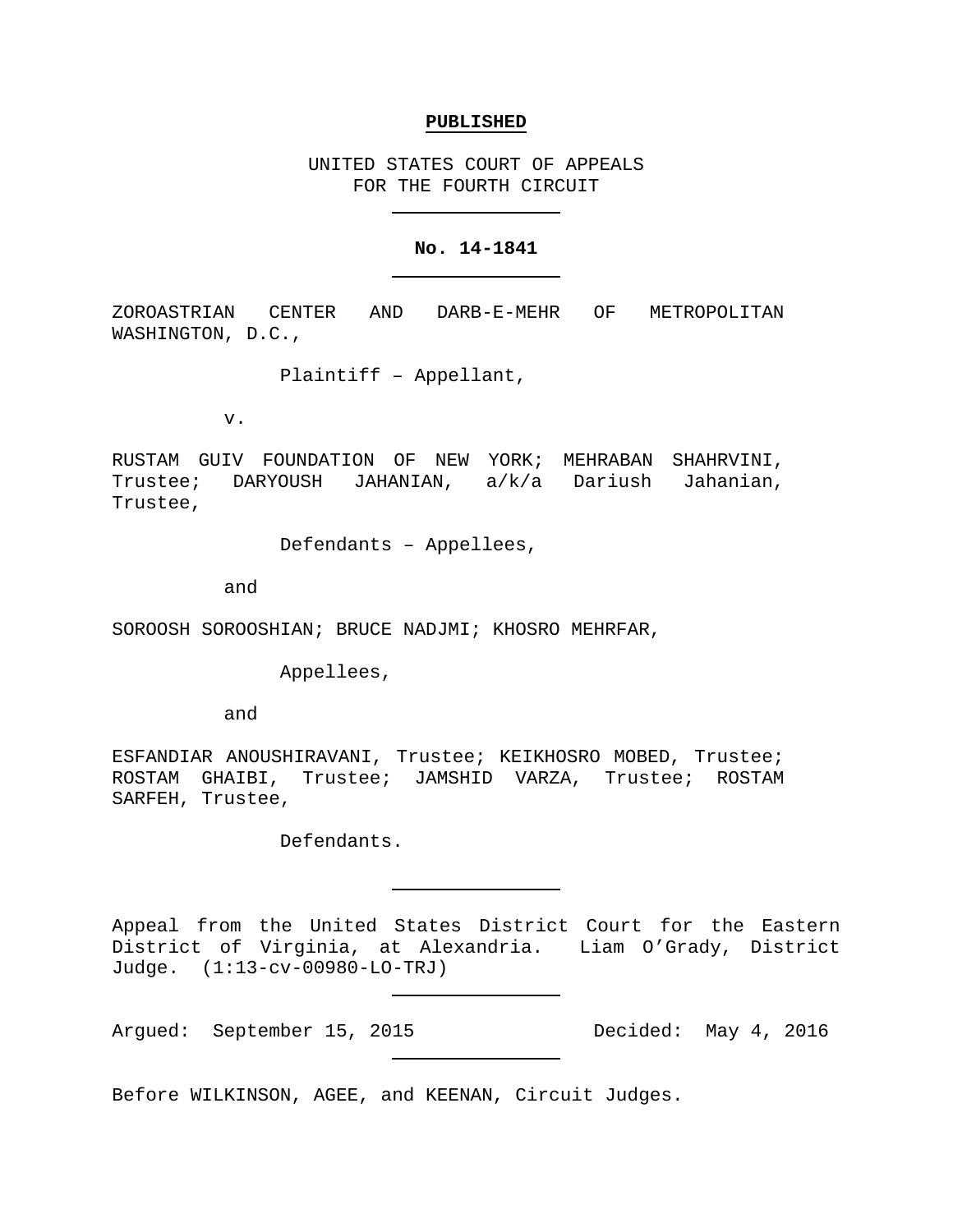**PUBLISHED**

UNITED STATES COURT OF APPEALS
FOR THE FOURTH CIRCUIT

---

**No. 14-1841**

---

ZOROASTRIAN CENTER AND DARB-E-MEHR OF METROPOLITAN WASHINGTON, D.C.,

Plaintiff – Appellant,

v.

RUSTAM GUIV FOUNDATION OF NEW YORK; MEHRABAN SHAHRVINI, Trustee; DARYOUSH JAHANIAN, a/k/a Dariush Jahanian, Trustee,

Defendants – Appellees,

and

SOROOSH SOROOSHIAN; BRUCE NADJMI; KHOSRO MEHRFAR,

Appellees,

and

ESFANDIAR ANOUSHIRAVANI, Trustee; KEIKHOSRO MOBED, Trustee; ROSTAM GHAIBI, Trustee; JAMSHID VARZA, Trustee; ROSTAM SARFEH, Trustee,

Defendants.

---

Appeal from the United States District Court for the Eastern District of Virginia, at Alexandria. Liam O'Grady, District Judge. (1:13-cv-00980-LO-TRJ)

---

Argued: September 15, 2015 Decided: May 4, 2016

---

Before WILKINSON, AGEE, and KEENAN, Circuit Judges.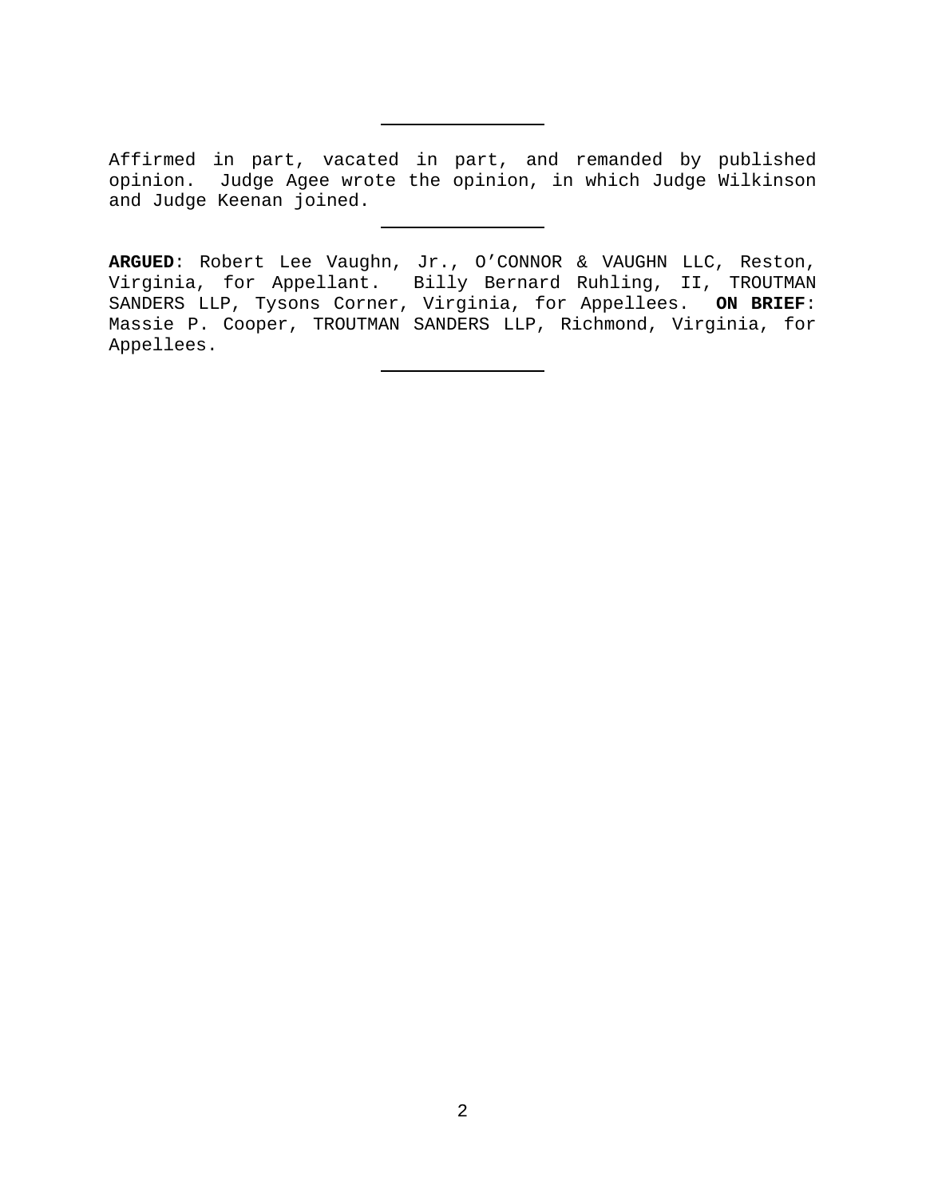---

Affirmed in part, vacated in part, and remanded by published opinion. Judge Agee wrote the opinion, in which Judge Wilkinson and Judge Keenan joined.

---

**ARGUED**: Robert Lee Vaughn, Jr., O'CONNOR & VAUGHN LLC, Reston, Virginia, for Appellant. Billy Bernard Ruhling, II, TROUTMAN SANDERS LLP, Tysons Corner, Virginia, for Appellees. **ON BRIEF**: Massie P. Cooper, TROUTMAN SANDERS LLP, Richmond, Virginia, for Appellees.

---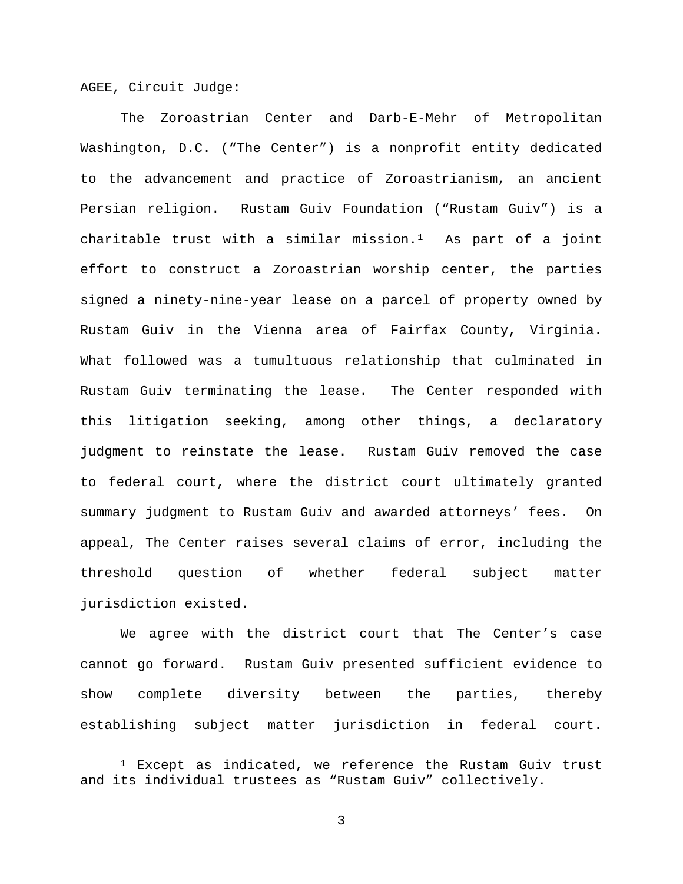AGEE, Circuit Judge:

The Zoroastrian Center and Darb-E-Mehr of Metropolitan Washington, D.C. ("The Center") is a nonprofit entity dedicated to the advancement and practice of Zoroastrianism, an ancient Persian religion. Rustam Guiv Foundation ("Rustam Guiv") is a charitable trust with a similar mission.[1] As part of a joint effort to construct a Zoroastrian worship center, the parties signed a ninety-nine-year lease on a parcel of property owned by Rustam Guiv in the Vienna area of Fairfax County, Virginia. What followed was a tumultuous relationship that culminated in Rustam Guiv terminating the lease. The Center responded with this litigation seeking, among other things, a declaratory judgment to reinstate the lease. Rustam Guiv removed the case to federal court, where the district court ultimately granted summary judgment to Rustam Guiv and awarded attorneys' fees. On appeal, The Center raises several claims of error, including the threshold question of whether federal subject matter jurisdiction existed.

We agree with the district court that The Center's case cannot go forward. Rustam Guiv presented sufficient evidence to show complete diversity between the parties, thereby establishing subject matter jurisdiction in federal court.

[1] Except as indicated, we reference the Rustam Guiv trust and its individual trustees as "Rustam Guiv" collectively.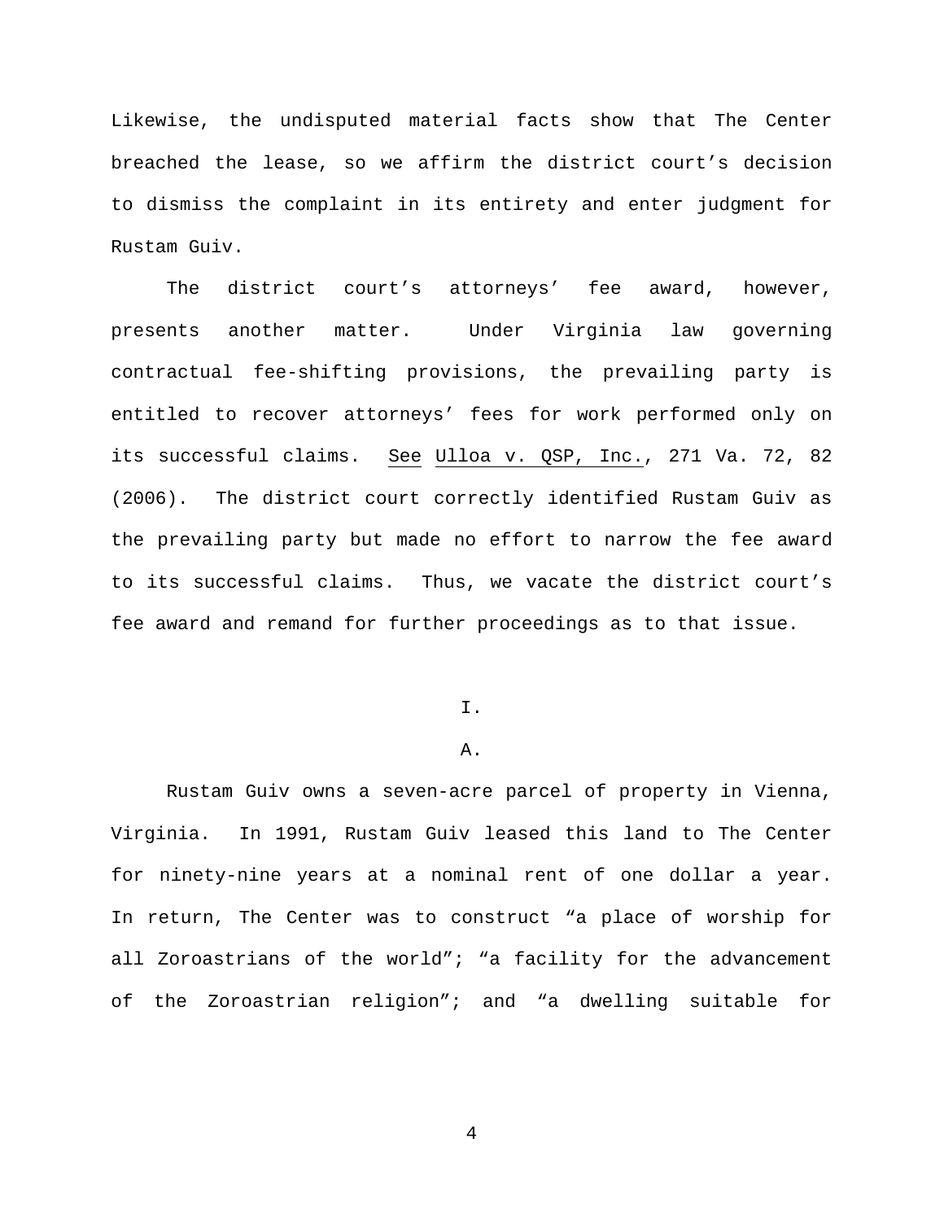Likewise, the undisputed material facts show that The Center breached the lease, so we affirm the district court's decision to dismiss the complaint in its entirety and enter judgment for Rustam Guiv.

The district court's attorneys' fee award, however, presents another matter. Under Virginia law governing contractual fee-shifting provisions, the prevailing party is entitled to recover attorneys' fees for work performed only on its successful claims. See Ulloa v. QSP, Inc., 271 Va. 72, 82 (2006). The district court correctly identified Rustam Guiv as the prevailing party but made no effort to narrow the fee award to its successful claims. Thus, we vacate the district court's fee award and remand for further proceedings as to that issue.

## I.

### A.

Rustam Guiv owns a seven-acre parcel of property in Vienna, Virginia. In 1991, Rustam Guiv leased this land to The Center for ninety-nine years at a nominal rent of one dollar a year. In return, The Center was to construct "a place of worship for all Zoroastrians of the world"; "a facility for the advancement of the Zoroastrian religion"; and "a dwelling suitable for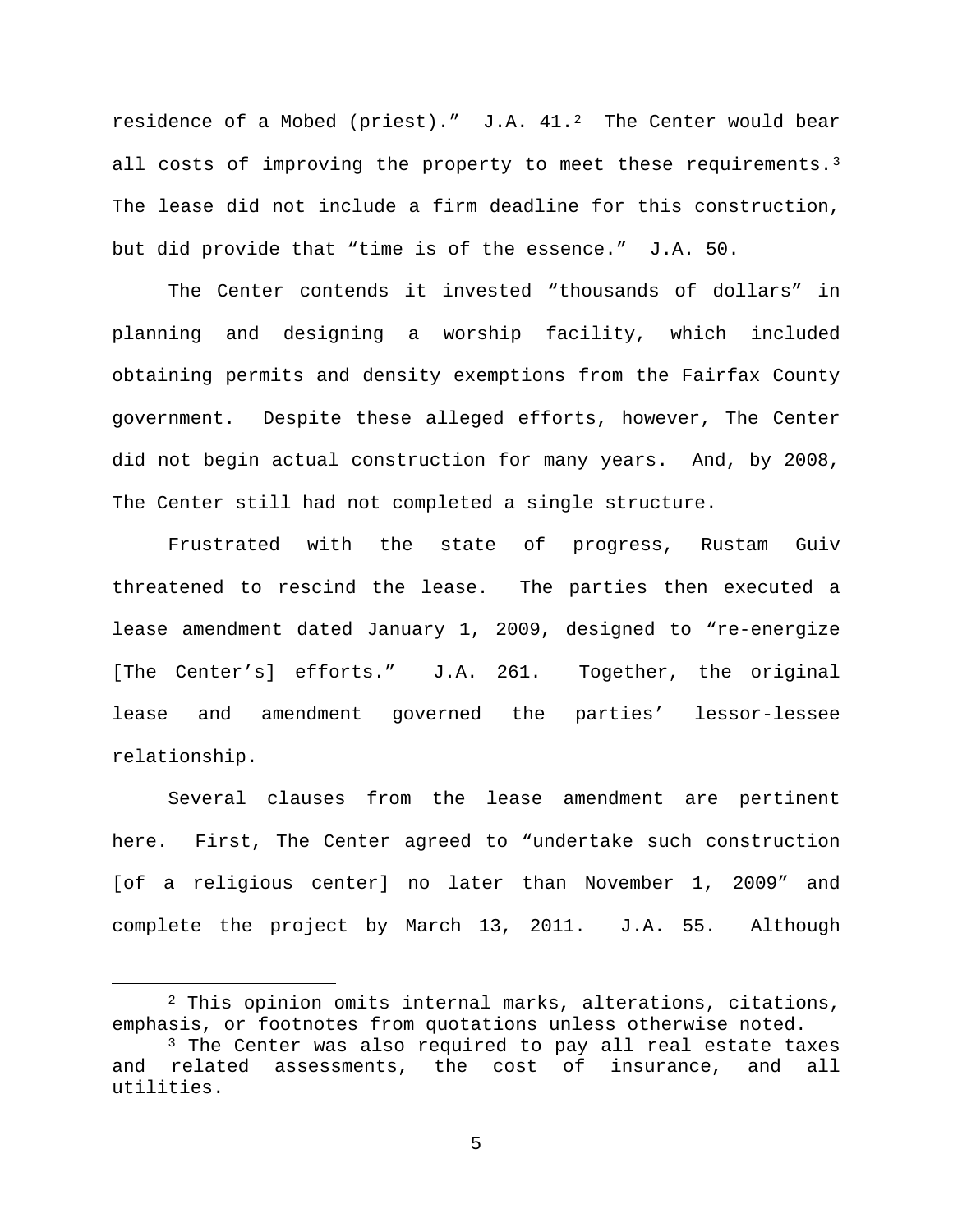residence of a Mobed (priest)." J.A. 41.[2] The Center would bear all costs of improving the property to meet these requirements.[3] The lease did not include a firm deadline for this construction, but did provide that "time is of the essence." J.A. 50.

The Center contends it invested "thousands of dollars" in planning and designing a worship facility, which included obtaining permits and density exemptions from the Fairfax County government. Despite these alleged efforts, however, The Center did not begin actual construction for many years. And, by 2008, The Center still had not completed a single structure.

Frustrated with the state of progress, Rustam Guiv threatened to rescind the lease. The parties then executed a lease amendment dated January 1, 2009, designed to "re-energize [The Center's] efforts." J.A. 261. Together, the original lease and amendment governed the parties' lessor-lessee relationship.

Several clauses from the lease amendment are pertinent here. First, The Center agreed to "undertake such construction [of a religious center] no later than November 1, 2009" and complete the project by March 13, 2011. J.A. 55. Although

---

[2] This opinion omits internal marks, alterations, citations, emphasis, or footnotes from quotations unless otherwise noted.

[3] The Center was also required to pay all real estate taxes and related assessments, the cost of insurance, and all utilities.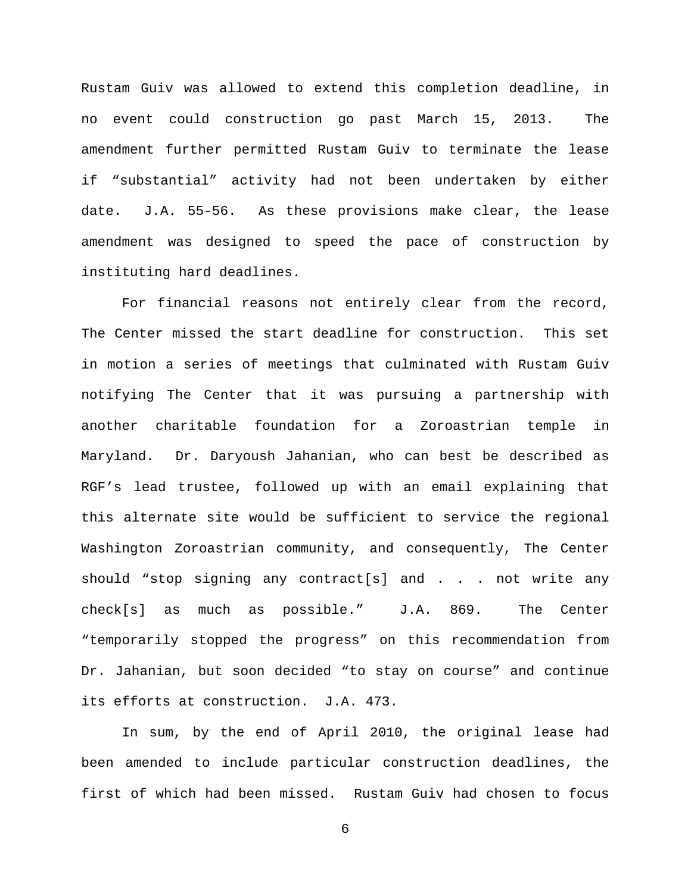Rustam Guiv was allowed to extend this completion deadline, in no event could construction go past March 15, 2013. The amendment further permitted Rustam Guiv to terminate the lease if "substantial" activity had not been undertaken by either date. J.A. 55-56. As these provisions make clear, the lease amendment was designed to speed the pace of construction by instituting hard deadlines.

For financial reasons not entirely clear from the record, The Center missed the start deadline for construction. This set in motion a series of meetings that culminated with Rustam Guiv notifying The Center that it was pursuing a partnership with another charitable foundation for a Zoroastrian temple in Maryland. Dr. Daryoush Jahanian, who can best be described as RGF's lead trustee, followed up with an email explaining that this alternate site would be sufficient to service the regional Washington Zoroastrian community, and consequently, The Center should "stop signing any contract[s] and . . . not write any check[s] as much as possible." J.A. 869. The Center "temporarily stopped the progress" on this recommendation from Dr. Jahanian, but soon decided "to stay on course" and continue its efforts at construction. J.A. 473.

In sum, by the end of April 2010, the original lease had been amended to include particular construction deadlines, the first of which had been missed. Rustam Guiv had chosen to focus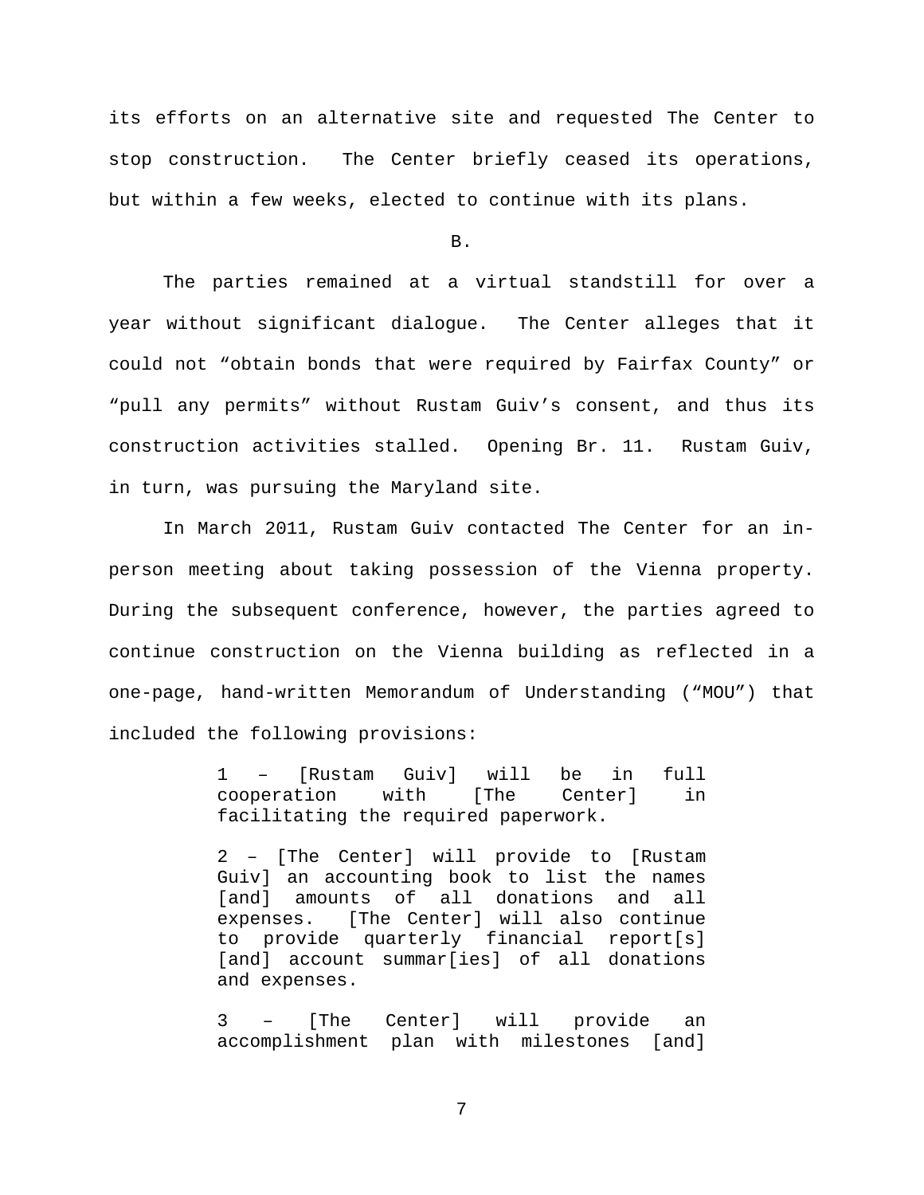its efforts on an alternative site and requested The Center to stop construction. The Center briefly ceased its operations, but within a few weeks, elected to continue with its plans.

B.

The parties remained at a virtual standstill for over a year without significant dialogue. The Center alleges that it could not "obtain bonds that were required by Fairfax County" or "pull any permits" without Rustam Guiv's consent, and thus its construction activities stalled. Opening Br. 11. Rustam Guiv, in turn, was pursuing the Maryland site.

In March 2011, Rustam Guiv contacted The Center for an in-person meeting about taking possession of the Vienna property. During the subsequent conference, however, the parties agreed to continue construction on the Vienna building as reflected in a one-page, hand-written Memorandum of Understanding ("MOU") that included the following provisions:

> 1 – [Rustam Guiv] will be in full cooperation with [The Center] in facilitating the required paperwork.
>
> 2 – [The Center] will provide to [Rustam Guiv] an accounting book to list the names [and] amounts of all donations and all expenses. [The Center] will also continue to provide quarterly financial report[s] [and] account summar[ies] of all donations and expenses.
>
> 3 – [The Center] will provide an accomplishment plan with milestones [and]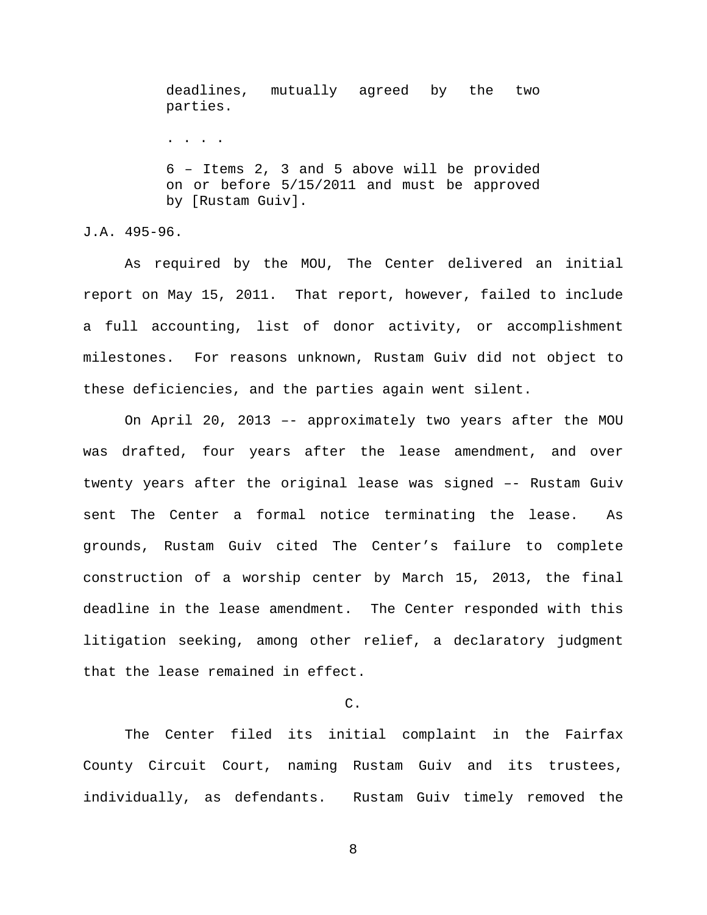> deadlines, mutually agreed by the two parties.
>
> . . . .
>
> 6 – Items 2, 3 and 5 above will be provided on or before 5/15/2011 and must be approved by [Rustam Guiv].

J.A. 495-96.

As required by the MOU, The Center delivered an initial report on May 15, 2011. That report, however, failed to include a full accounting, list of donor activity, or accomplishment milestones. For reasons unknown, Rustam Guiv did not object to these deficiencies, and the parties again went silent.

On April 20, 2013 –- approximately two years after the MOU was drafted, four years after the lease amendment, and over twenty years after the original lease was signed –- Rustam Guiv sent The Center a formal notice terminating the lease. As grounds, Rustam Guiv cited The Center's failure to complete construction of a worship center by March 15, 2013, the final deadline in the lease amendment. The Center responded with this litigation seeking, among other relief, a declaratory judgment that the lease remained in effect.

C.

The Center filed its initial complaint in the Fairfax County Circuit Court, naming Rustam Guiv and its trustees, individually, as defendants. Rustam Guiv timely removed the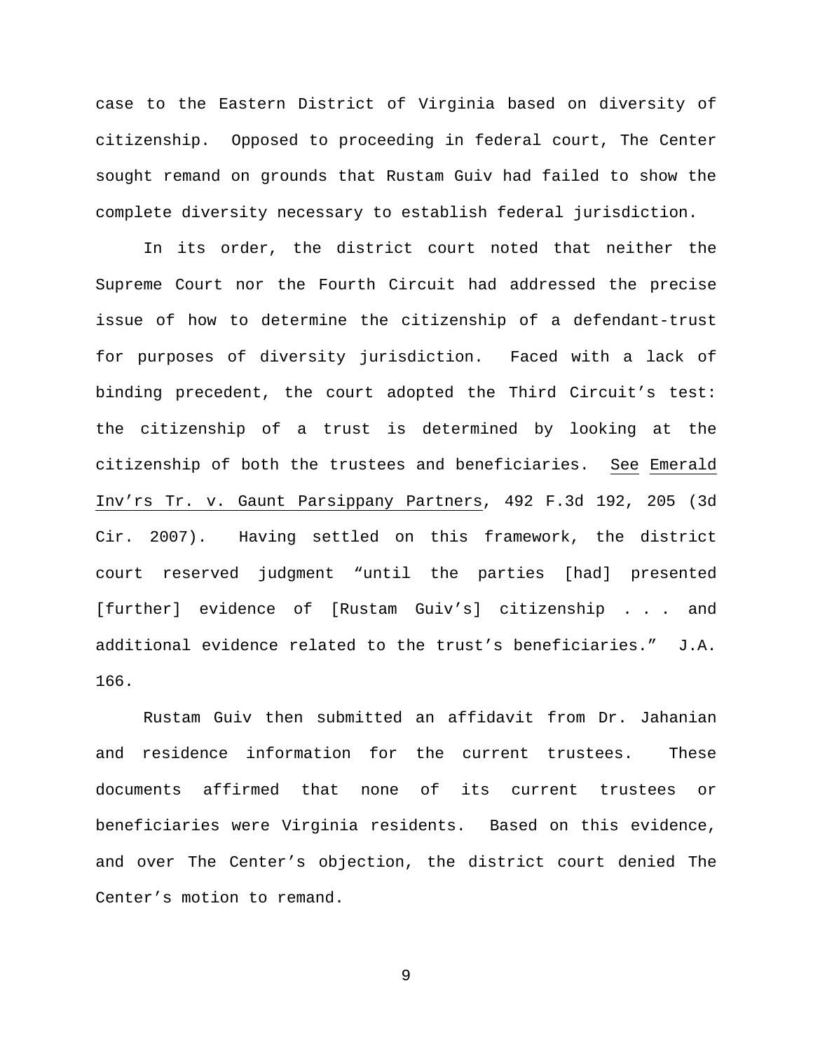case to the Eastern District of Virginia based on diversity of citizenship. Opposed to proceeding in federal court, The Center sought remand on grounds that Rustam Guiv had failed to show the complete diversity necessary to establish federal jurisdiction.

In its order, the district court noted that neither the Supreme Court nor the Fourth Circuit had addressed the precise issue of how to determine the citizenship of a defendant-trust for purposes of diversity jurisdiction. Faced with a lack of binding precedent, the court adopted the Third Circuit's test: the citizenship of a trust is determined by looking at the citizenship of both the trustees and beneficiaries. See Emerald Inv'rs Tr. v. Gaunt Parsippany Partners, 492 F.3d 192, 205 (3d Cir. 2007). Having settled on this framework, the district court reserved judgment "until the parties [had] presented [further] evidence of [Rustam Guiv's] citizenship . . . and additional evidence related to the trust's beneficiaries." J.A. 166.

Rustam Guiv then submitted an affidavit from Dr. Jahanian and residence information for the current trustees. These documents affirmed that none of its current trustees or beneficiaries were Virginia residents. Based on this evidence, and over The Center's objection, the district court denied The Center's motion to remand.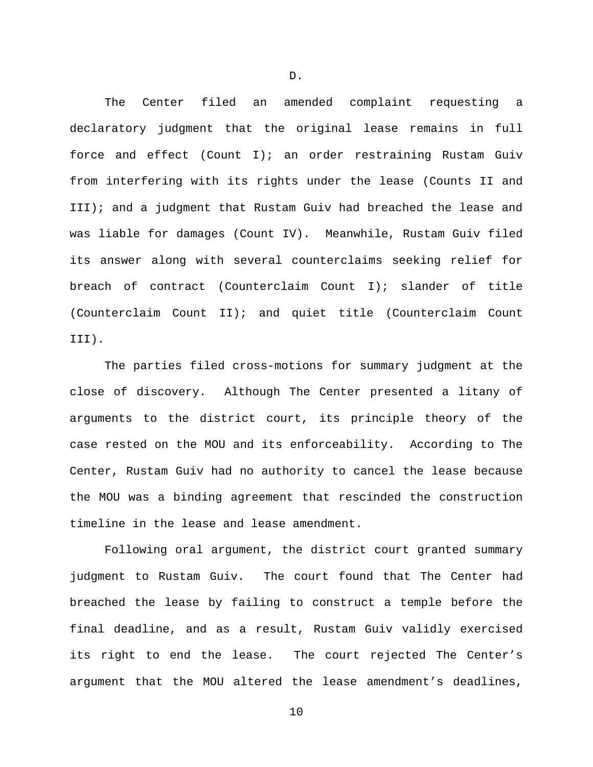D.

The Center filed an amended complaint requesting a declaratory judgment that the original lease remains in full force and effect (Count I); an order restraining Rustam Guiv from interfering with its rights under the lease (Counts II and III); and a judgment that Rustam Guiv had breached the lease and was liable for damages (Count IV). Meanwhile, Rustam Guiv filed its answer along with several counterclaims seeking relief for breach of contract (Counterclaim Count I); slander of title (Counterclaim Count II); and quiet title (Counterclaim Count III).

The parties filed cross-motions for summary judgment at the close of discovery. Although The Center presented a litany of arguments to the district court, its principle theory of the case rested on the MOU and its enforceability. According to The Center, Rustam Guiv had no authority to cancel the lease because the MOU was a binding agreement that rescinded the construction timeline in the lease and lease amendment.

Following oral argument, the district court granted summary judgment to Rustam Guiv. The court found that The Center had breached the lease by failing to construct a temple before the final deadline, and as a result, Rustam Guiv validly exercised its right to end the lease. The court rejected The Center's argument that the MOU altered the lease amendment's deadlines,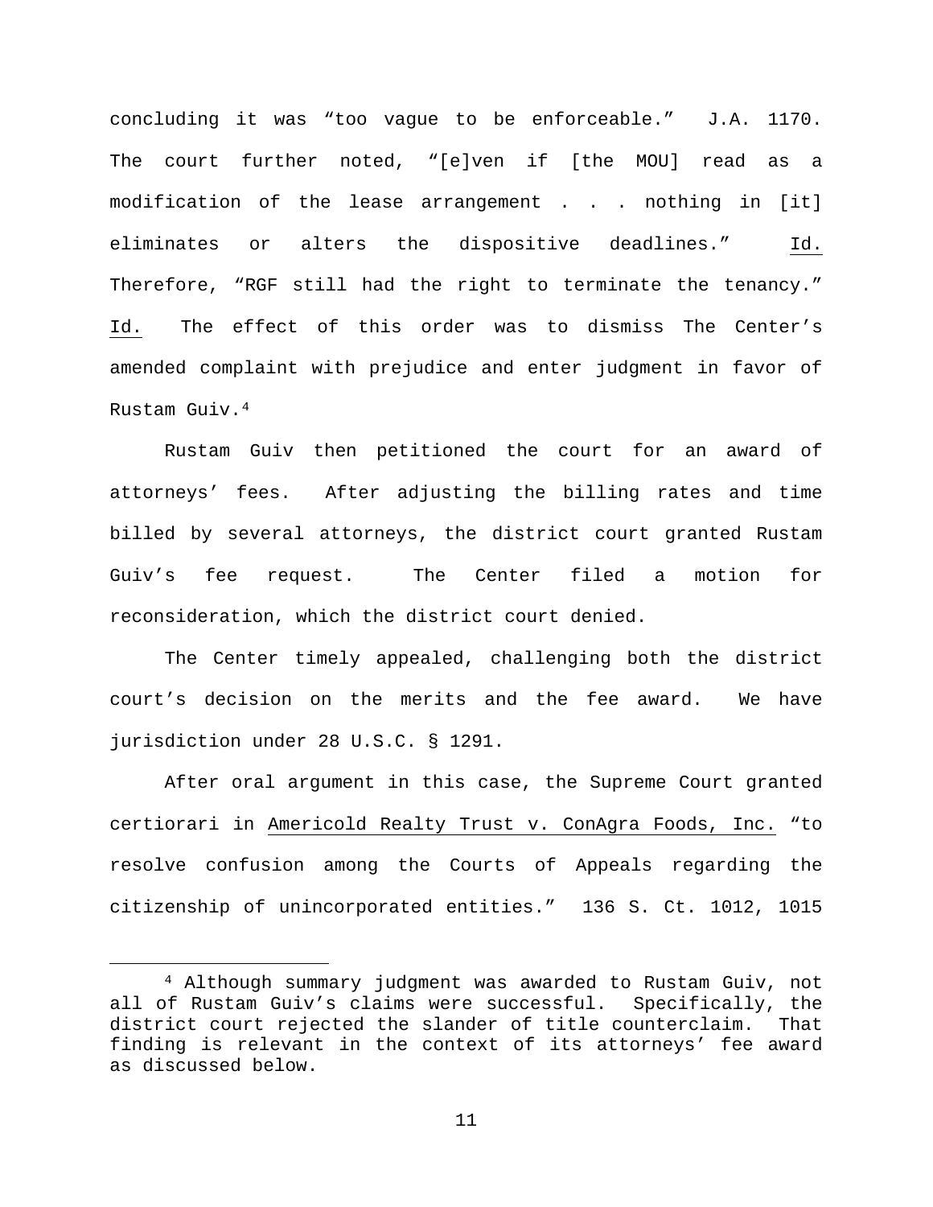concluding it was "too vague to be enforceable." J.A. 1170. The court further noted, "[e]ven if [the MOU] read as a modification of the lease arrangement . . . nothing in [it] eliminates or alters the dispositive deadlines." Id. Therefore, "RGF still had the right to terminate the tenancy." Id. The effect of this order was to dismiss The Center's amended complaint with prejudice and enter judgment in favor of Rustam Guiv.[4]

Rustam Guiv then petitioned the court for an award of attorneys' fees. After adjusting the billing rates and time billed by several attorneys, the district court granted Rustam Guiv's fee request. The Center filed a motion for reconsideration, which the district court denied.

The Center timely appealed, challenging both the district court's decision on the merits and the fee award. We have jurisdiction under 28 U.S.C. § 1291.

After oral argument in this case, the Supreme Court granted certiorari in Americold Realty Trust v. ConAgra Foods, Inc. "to resolve confusion among the Courts of Appeals regarding the citizenship of unincorporated entities." 136 S. Ct. 1012, 1015

[4] Although summary judgment was awarded to Rustam Guiv, not all of Rustam Guiv's claims were successful. Specifically, the district court rejected the slander of title counterclaim. That finding is relevant in the context of its attorneys' fee award as discussed below.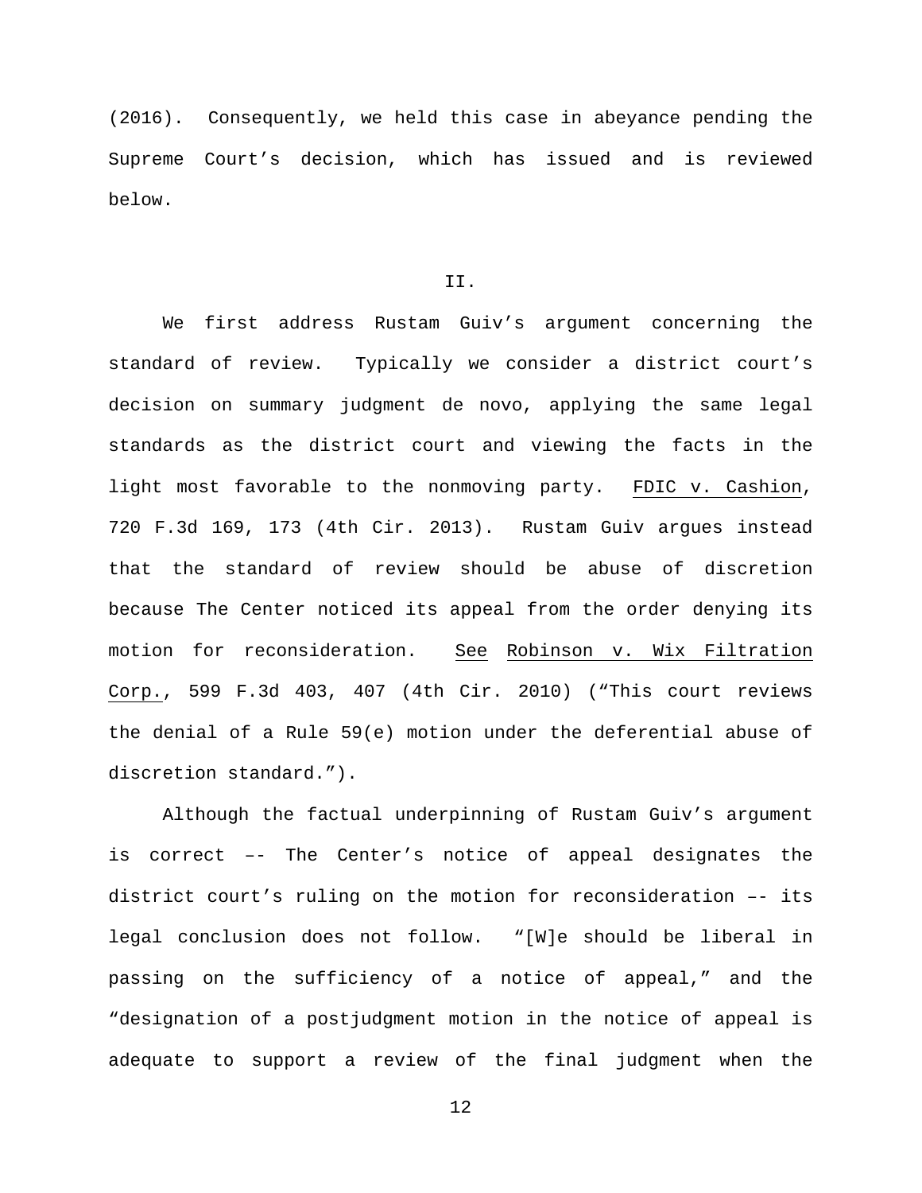(2016). Consequently, we held this case in abeyance pending the Supreme Court's decision, which has issued and is reviewed below.

II.

We first address Rustam Guiv's argument concerning the standard of review. Typically we consider a district court's decision on summary judgment de novo, applying the same legal standards as the district court and viewing the facts in the light most favorable to the nonmoving party. FDIC v. Cashion, 720 F.3d 169, 173 (4th Cir. 2013). Rustam Guiv argues instead that the standard of review should be abuse of discretion because The Center noticed its appeal from the order denying its motion for reconsideration. See Robinson v. Wix Filtration Corp., 599 F.3d 403, 407 (4th Cir. 2010) ("This court reviews the denial of a Rule 59(e) motion under the deferential abuse of discretion standard.").

Although the factual underpinning of Rustam Guiv's argument is correct –- The Center's notice of appeal designates the district court's ruling on the motion for reconsideration –- its legal conclusion does not follow. "[W]e should be liberal in passing on the sufficiency of a notice of appeal," and the "designation of a postjudgment motion in the notice of appeal is adequate to support a review of the final judgment when the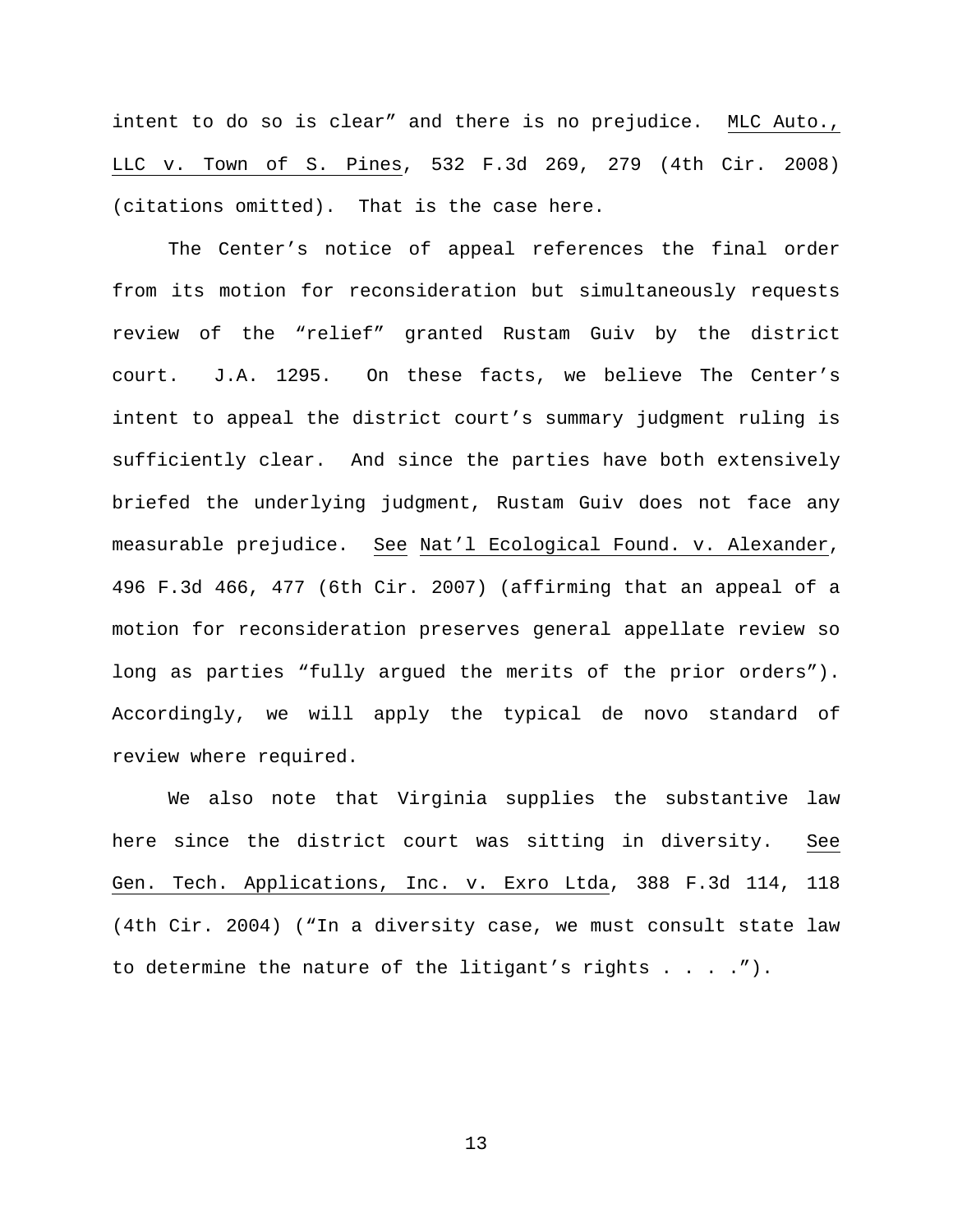intent to do so is clear" and there is no prejudice. MLC Auto., LLC v. Town of S. Pines, 532 F.3d 269, 279 (4th Cir. 2008) (citations omitted). That is the case here.

The Center's notice of appeal references the final order from its motion for reconsideration but simultaneously requests review of the "relief" granted Rustam Guiv by the district court. J.A. 1295. On these facts, we believe The Center's intent to appeal the district court's summary judgment ruling is sufficiently clear. And since the parties have both extensively briefed the underlying judgment, Rustam Guiv does not face any measurable prejudice. See Nat'l Ecological Found. v. Alexander, 496 F.3d 466, 477 (6th Cir. 2007) (affirming that an appeal of a motion for reconsideration preserves general appellate review so long as parties "fully argued the merits of the prior orders"). Accordingly, we will apply the typical de novo standard of review where required.

We also note that Virginia supplies the substantive law here since the district court was sitting in diversity. See Gen. Tech. Applications, Inc. v. Exro Ltda, 388 F.3d 114, 118 (4th Cir. 2004) ("In a diversity case, we must consult state law to determine the nature of the litigant's rights . . . .").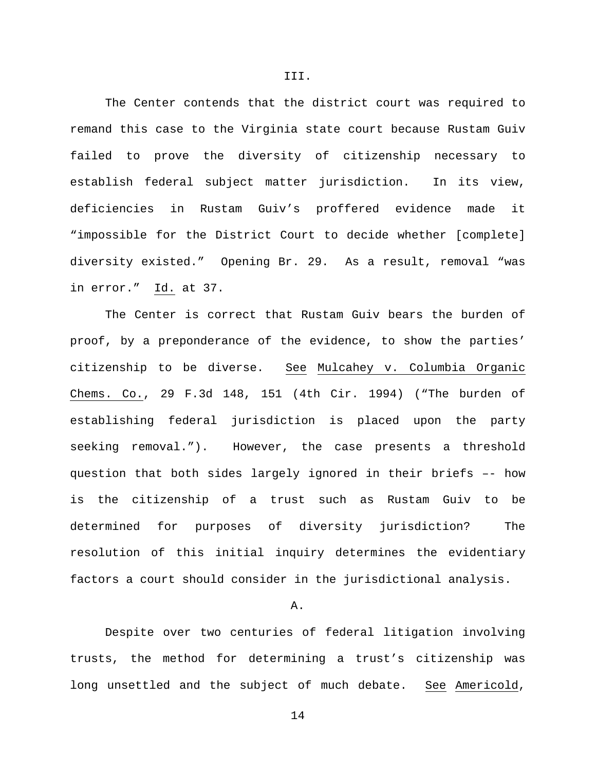III.

The Center contends that the district court was required to remand this case to the Virginia state court because Rustam Guiv failed to prove the diversity of citizenship necessary to establish federal subject matter jurisdiction. In its view, deficiencies in Rustam Guiv's proffered evidence made it "impossible for the District Court to decide whether [complete] diversity existed." Opening Br. 29. As a result, removal "was in error." Id. at 37.

The Center is correct that Rustam Guiv bears the burden of proof, by a preponderance of the evidence, to show the parties' citizenship to be diverse. See Mulcahey v. Columbia Organic Chems. Co., 29 F.3d 148, 151 (4th Cir. 1994) ("The burden of establishing federal jurisdiction is placed upon the party seeking removal."). However, the case presents a threshold question that both sides largely ignored in their briefs –- how is the citizenship of a trust such as Rustam Guiv to be determined for purposes of diversity jurisdiction? The resolution of this initial inquiry determines the evidentiary factors a court should consider in the jurisdictional analysis.

A.

Despite over two centuries of federal litigation involving trusts, the method for determining a trust's citizenship was long unsettled and the subject of much debate. See Americold,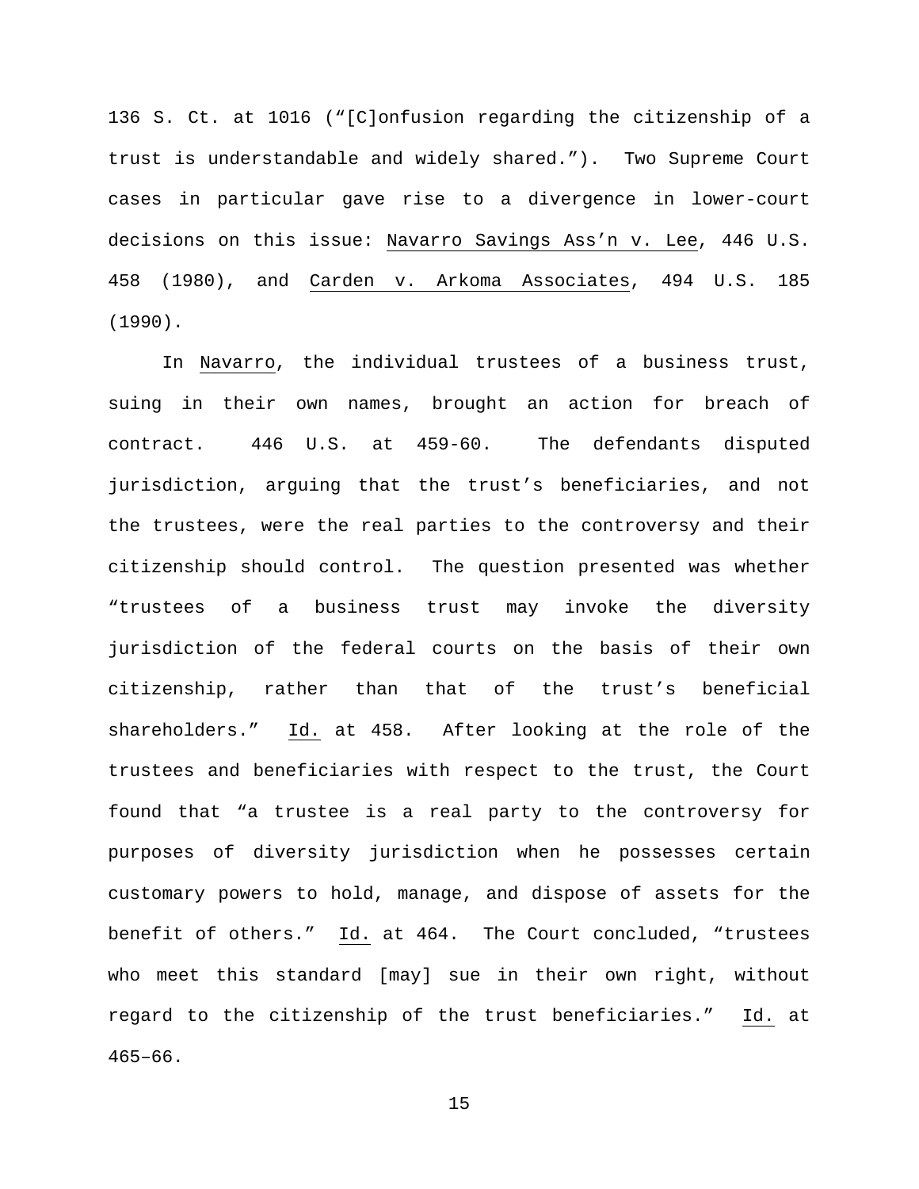136 S. Ct. at 1016 ("[C]onfusion regarding the citizenship of a trust is understandable and widely shared."). Two Supreme Court cases in particular gave rise to a divergence in lower-court decisions on this issue: Navarro Savings Ass'n v. Lee, 446 U.S. 458 (1980), and Carden v. Arkoma Associates, 494 U.S. 185 (1990).

In Navarro, the individual trustees of a business trust, suing in their own names, brought an action for breach of contract. 446 U.S. at 459-60. The defendants disputed jurisdiction, arguing that the trust's beneficiaries, and not the trustees, were the real parties to the controversy and their citizenship should control. The question presented was whether "trustees of a business trust may invoke the diversity jurisdiction of the federal courts on the basis of their own citizenship, rather than that of the trust's beneficial shareholders." Id. at 458. After looking at the role of the trustees and beneficiaries with respect to the trust, the Court found that "a trustee is a real party to the controversy for purposes of diversity jurisdiction when he possesses certain customary powers to hold, manage, and dispose of assets for the benefit of others." Id. at 464. The Court concluded, "trustees who meet this standard [may] sue in their own right, without regard to the citizenship of the trust beneficiaries." Id. at 465–66.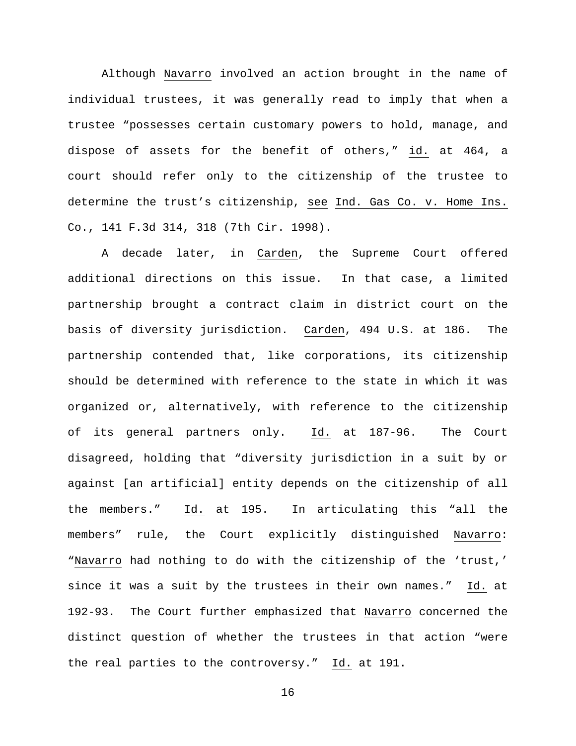Although Navarro involved an action brought in the name of individual trustees, it was generally read to imply that when a trustee "possesses certain customary powers to hold, manage, and dispose of assets for the benefit of others," id. at 464, a court should refer only to the citizenship of the trustee to determine the trust's citizenship, see Ind. Gas Co. v. Home Ins. Co., 141 F.3d 314, 318 (7th Cir. 1998).

A decade later, in Carden, the Supreme Court offered additional directions on this issue. In that case, a limited partnership brought a contract claim in district court on the basis of diversity jurisdiction. Carden, 494 U.S. at 186. The partnership contended that, like corporations, its citizenship should be determined with reference to the state in which it was organized or, alternatively, with reference to the citizenship of its general partners only. Id. at 187-96. The Court disagreed, holding that "diversity jurisdiction in a suit by or against [an artificial] entity depends on the citizenship of all the members." Id. at 195. In articulating this "all the members" rule, the Court explicitly distinguished Navarro: "Navarro had nothing to do with the citizenship of the 'trust,' since it was a suit by the trustees in their own names." Id. at 192-93. The Court further emphasized that Navarro concerned the distinct question of whether the trustees in that action "were the real parties to the controversy." Id. at 191.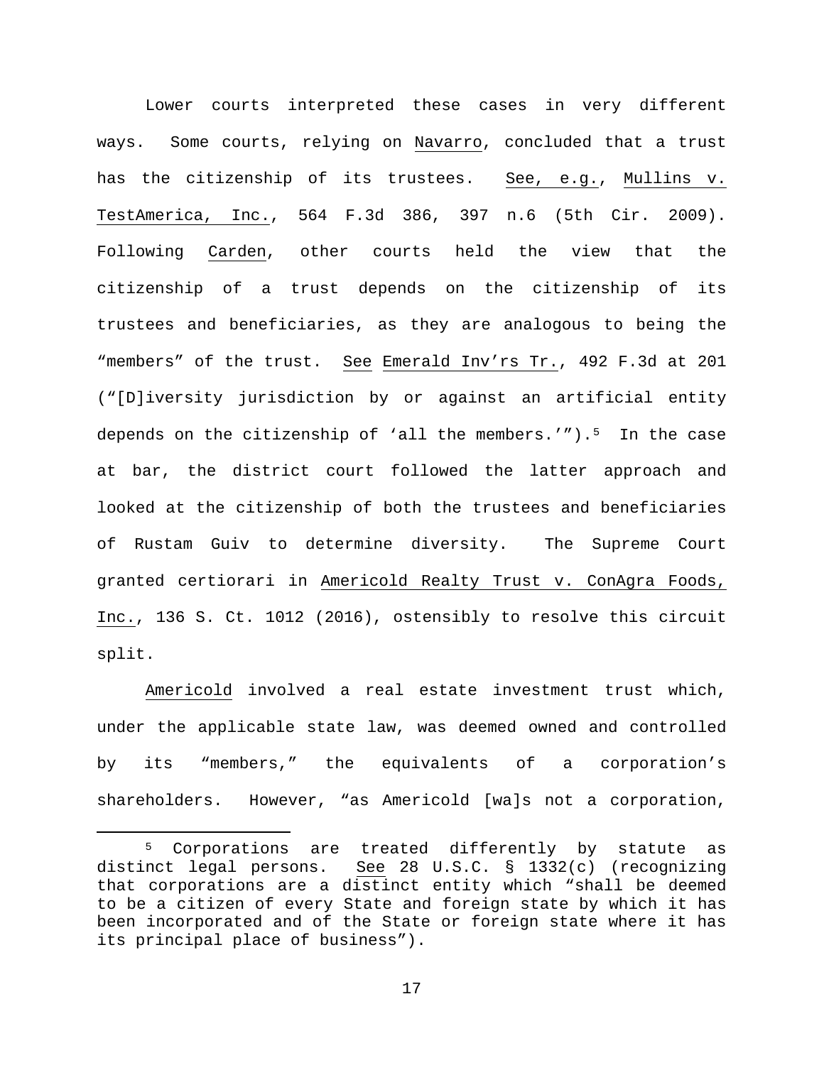Lower courts interpreted these cases in very different ways. Some courts, relying on Navarro, concluded that a trust has the citizenship of its trustees. See, e.g., Mullins v. TestAmerica, Inc., 564 F.3d 386, 397 n.6 (5th Cir. 2009). Following Carden, other courts held the view that the citizenship of a trust depends on the citizenship of its trustees and beneficiaries, as they are analogous to being the "members" of the trust. See Emerald Inv'rs Tr., 492 F.3d at 201 ("[D]iversity jurisdiction by or against an artificial entity depends on the citizenship of 'all the members.'").[5] In the case at bar, the district court followed the latter approach and looked at the citizenship of both the trustees and beneficiaries of Rustam Guiv to determine diversity. The Supreme Court granted certiorari in Americold Realty Trust v. ConAgra Foods, Inc., 136 S. Ct. 1012 (2016), ostensibly to resolve this circuit split.

Americold involved a real estate investment trust which, under the applicable state law, was deemed owned and controlled by its "members," the equivalents of a corporation's shareholders. However, "as Americold [wa]s not a corporation,

---

[5] Corporations are treated differently by statute as distinct legal persons. See 28 U.S.C. § 1332(c) (recognizing that corporations are a distinct entity which "shall be deemed to be a citizen of every State and foreign state by which it has been incorporated and of the State or foreign state where it has its principal place of business").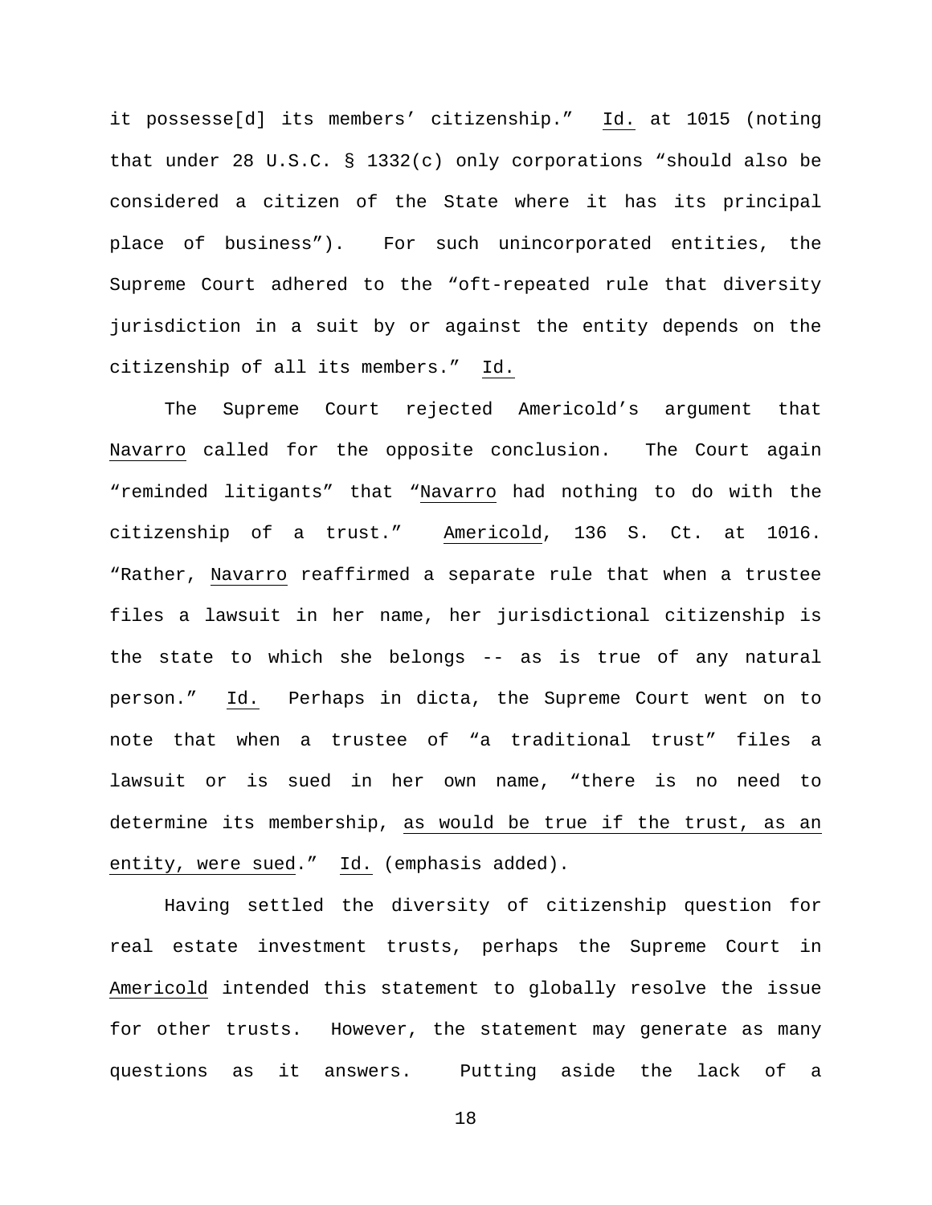it possesse[d] its members' citizenship." Id. at 1015 (noting that under 28 U.S.C. § 1332(c) only corporations "should also be considered a citizen of the State where it has its principal place of business"). For such unincorporated entities, the Supreme Court adhered to the "oft-repeated rule that diversity jurisdiction in a suit by or against the entity depends on the citizenship of all its members." Id.

The Supreme Court rejected Americold's argument that Navarro called for the opposite conclusion. The Court again "reminded litigants" that "Navarro had nothing to do with the citizenship of a trust." Americold, 136 S. Ct. at 1016. "Rather, Navarro reaffirmed a separate rule that when a trustee files a lawsuit in her name, her jurisdictional citizenship is the state to which she belongs -- as is true of any natural person." Id. Perhaps in dicta, the Supreme Court went on to note that when a trustee of "a traditional trust" files a lawsuit or is sued in her own name, "there is no need to determine its membership, as would be true if the trust, as an entity, were sued." Id. (emphasis added).

Having settled the diversity of citizenship question for real estate investment trusts, perhaps the Supreme Court in Americold intended this statement to globally resolve the issue for other trusts. However, the statement may generate as many questions as it answers. Putting aside the lack of a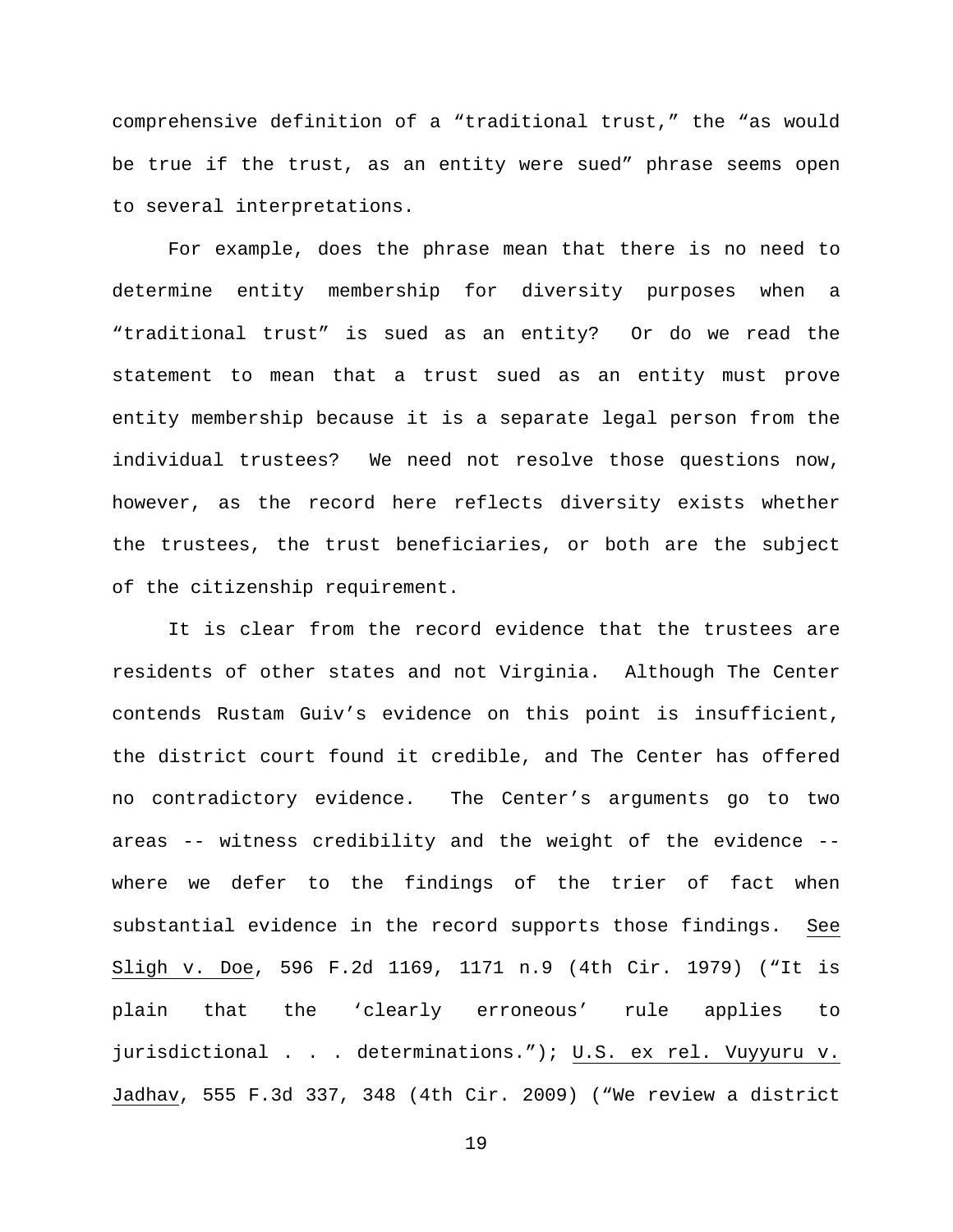comprehensive definition of a "traditional trust," the "as would be true if the trust, as an entity were sued" phrase seems open to several interpretations.

For example, does the phrase mean that there is no need to determine entity membership for diversity purposes when a "traditional trust" is sued as an entity? Or do we read the statement to mean that a trust sued as an entity must prove entity membership because it is a separate legal person from the individual trustees? We need not resolve those questions now, however, as the record here reflects diversity exists whether the trustees, the trust beneficiaries, or both are the subject of the citizenship requirement.

It is clear from the record evidence that the trustees are residents of other states and not Virginia. Although The Center contends Rustam Guiv's evidence on this point is insufficient, the district court found it credible, and The Center has offered no contradictory evidence. The Center's arguments go to two areas -- witness credibility and the weight of the evidence -- where we defer to the findings of the trier of fact when substantial evidence in the record supports those findings. See Sligh v. Doe, 596 F.2d 1169, 1171 n.9 (4th Cir. 1979) ("It is plain that the 'clearly erroneous' rule applies to jurisdictional . . . determinations."); U.S. ex rel. Vuyyuru v. Jadhav, 555 F.3d 337, 348 (4th Cir. 2009) ("We review a district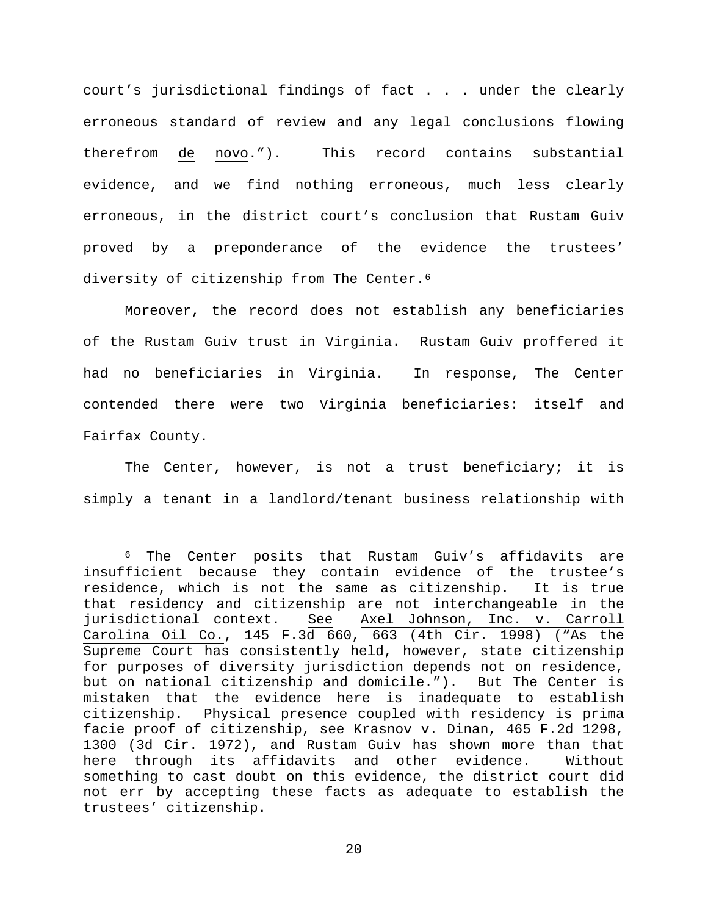court's jurisdictional findings of fact . . . under the clearly erroneous standard of review and any legal conclusions flowing therefrom de novo."). This record contains substantial evidence, and we find nothing erroneous, much less clearly erroneous, in the district court's conclusion that Rustam Guiv proved by a preponderance of the evidence the trustees' diversity of citizenship from The Center.[6]

Moreover, the record does not establish any beneficiaries of the Rustam Guiv trust in Virginia. Rustam Guiv proffered it had no beneficiaries in Virginia. In response, The Center contended there were two Virginia beneficiaries: itself and Fairfax County.

The Center, however, is not a trust beneficiary; it is simply a tenant in a landlord/tenant business relationship with

---

[6] The Center posits that Rustam Guiv's affidavits are insufficient because they contain evidence of the trustee's residence, which is not the same as citizenship. It is true that residency and citizenship are not interchangeable in the jurisdictional context. See Axel Johnson, Inc. v. Carroll Carolina Oil Co., 145 F.3d 660, 663 (4th Cir. 1998) ("As the Supreme Court has consistently held, however, state citizenship for purposes of diversity jurisdiction depends not on residence, but on national citizenship and domicile."). But The Center is mistaken that the evidence here is inadequate to establish citizenship. Physical presence coupled with residency is prima facie proof of citizenship, see Krasnov v. Dinan, 465 F.2d 1298, 1300 (3d Cir. 1972), and Rustam Guiv has shown more than that here through its affidavits and other evidence. Without something to cast doubt on this evidence, the district court did not err by accepting these facts as adequate to establish the trustees' citizenship.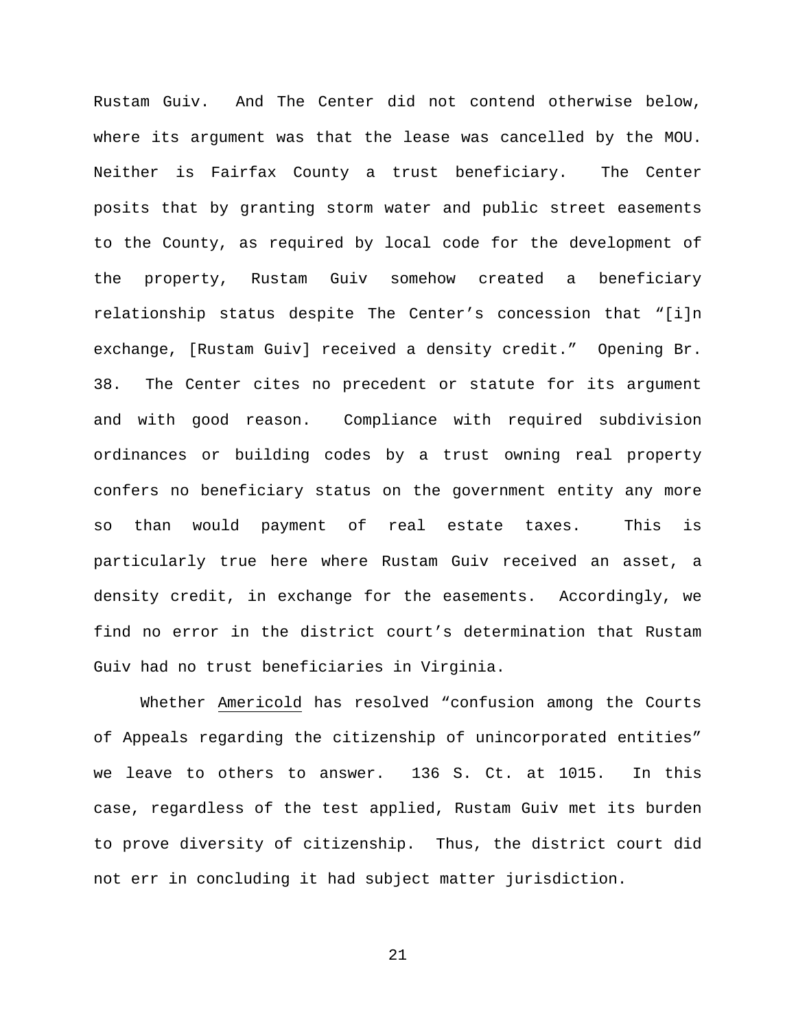Rustam Guiv. And The Center did not contend otherwise below, where its argument was that the lease was cancelled by the MOU. Neither is Fairfax County a trust beneficiary. The Center posits that by granting storm water and public street easements to the County, as required by local code for the development of the property, Rustam Guiv somehow created a beneficiary relationship status despite The Center's concession that "[i]n exchange, [Rustam Guiv] received a density credit." Opening Br. 38. The Center cites no precedent or statute for its argument and with good reason. Compliance with required subdivision ordinances or building codes by a trust owning real property confers no beneficiary status on the government entity any more so than would payment of real estate taxes. This is particularly true here where Rustam Guiv received an asset, a density credit, in exchange for the easements. Accordingly, we find no error in the district court's determination that Rustam Guiv had no trust beneficiaries in Virginia.

Whether Americold has resolved "confusion among the Courts of Appeals regarding the citizenship of unincorporated entities" we leave to others to answer. 136 S. Ct. at 1015. In this case, regardless of the test applied, Rustam Guiv met its burden to prove diversity of citizenship. Thus, the district court did not err in concluding it had subject matter jurisdiction.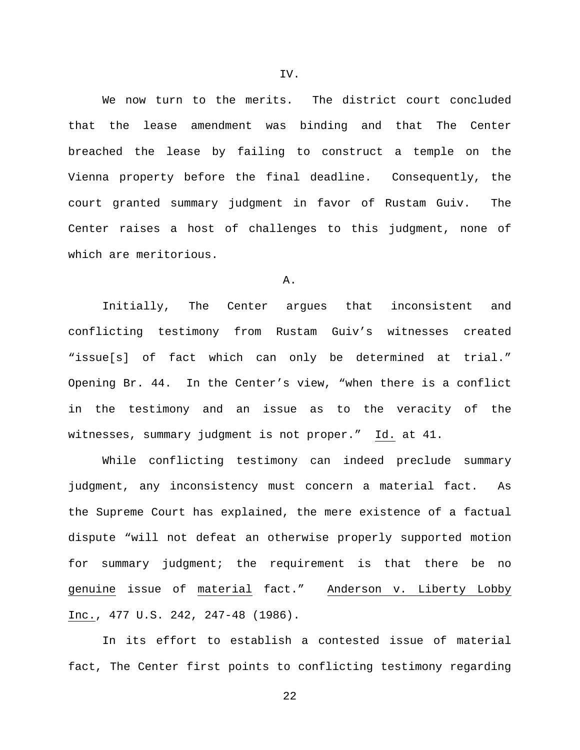## IV.

We now turn to the merits. The district court concluded that the lease amendment was binding and that The Center breached the lease by failing to construct a temple on the Vienna property before the final deadline. Consequently, the court granted summary judgment in favor of Rustam Guiv. The Center raises a host of challenges to this judgment, none of which are meritorious.

### A.

Initially, The Center argues that inconsistent and conflicting testimony from Rustam Guiv's witnesses created "issue[s] of fact which can only be determined at trial." Opening Br. 44. In the Center's view, "when there is a conflict in the testimony and an issue as to the veracity of the witnesses, summary judgment is not proper." Id. at 41.

While conflicting testimony can indeed preclude summary judgment, any inconsistency must concern a material fact. As the Supreme Court has explained, the mere existence of a factual dispute "will not defeat an otherwise properly supported motion for summary judgment; the requirement is that there be no genuine issue of material fact." Anderson v. Liberty Lobby Inc., 477 U.S. 242, 247-48 (1986).

In its effort to establish a contested issue of material fact, The Center first points to conflicting testimony regarding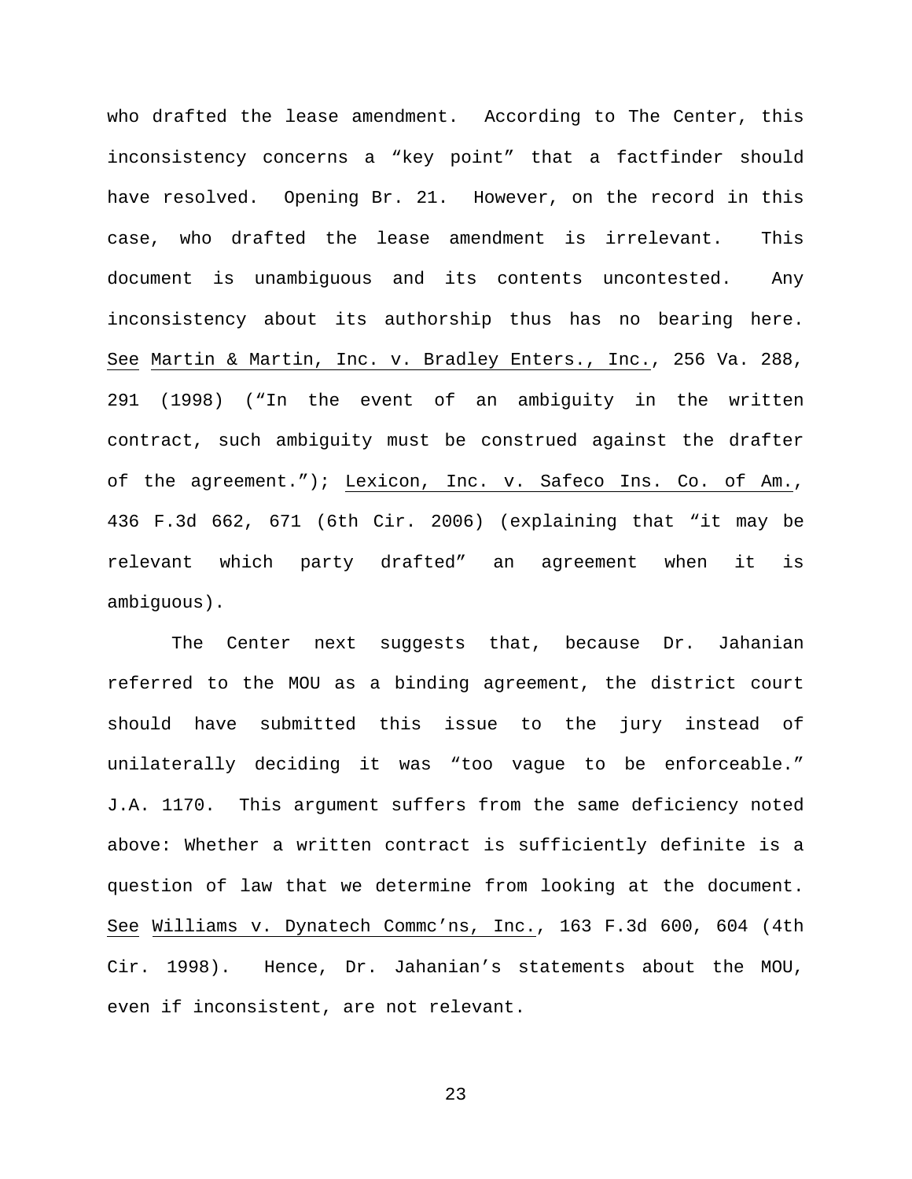who drafted the lease amendment. According to The Center, this inconsistency concerns a "key point" that a factfinder should have resolved. Opening Br. 21. However, on the record in this case, who drafted the lease amendment is irrelevant. This document is unambiguous and its contents uncontested. Any inconsistency about its authorship thus has no bearing here. See Martin & Martin, Inc. v. Bradley Enters., Inc., 256 Va. 288, 291 (1998) ("In the event of an ambiguity in the written contract, such ambiguity must be construed against the drafter of the agreement."); Lexicon, Inc. v. Safeco Ins. Co. of Am., 436 F.3d 662, 671 (6th Cir. 2006) (explaining that "it may be relevant which party drafted" an agreement when it is ambiguous).

The Center next suggests that, because Dr. Jahanian referred to the MOU as a binding agreement, the district court should have submitted this issue to the jury instead of unilaterally deciding it was "too vague to be enforceable." J.A. 1170. This argument suffers from the same deficiency noted above: Whether a written contract is sufficiently definite is a question of law that we determine from looking at the document. See Williams v. Dynatech Commc'ns, Inc., 163 F.3d 600, 604 (4th Cir. 1998). Hence, Dr. Jahanian's statements about the MOU, even if inconsistent, are not relevant.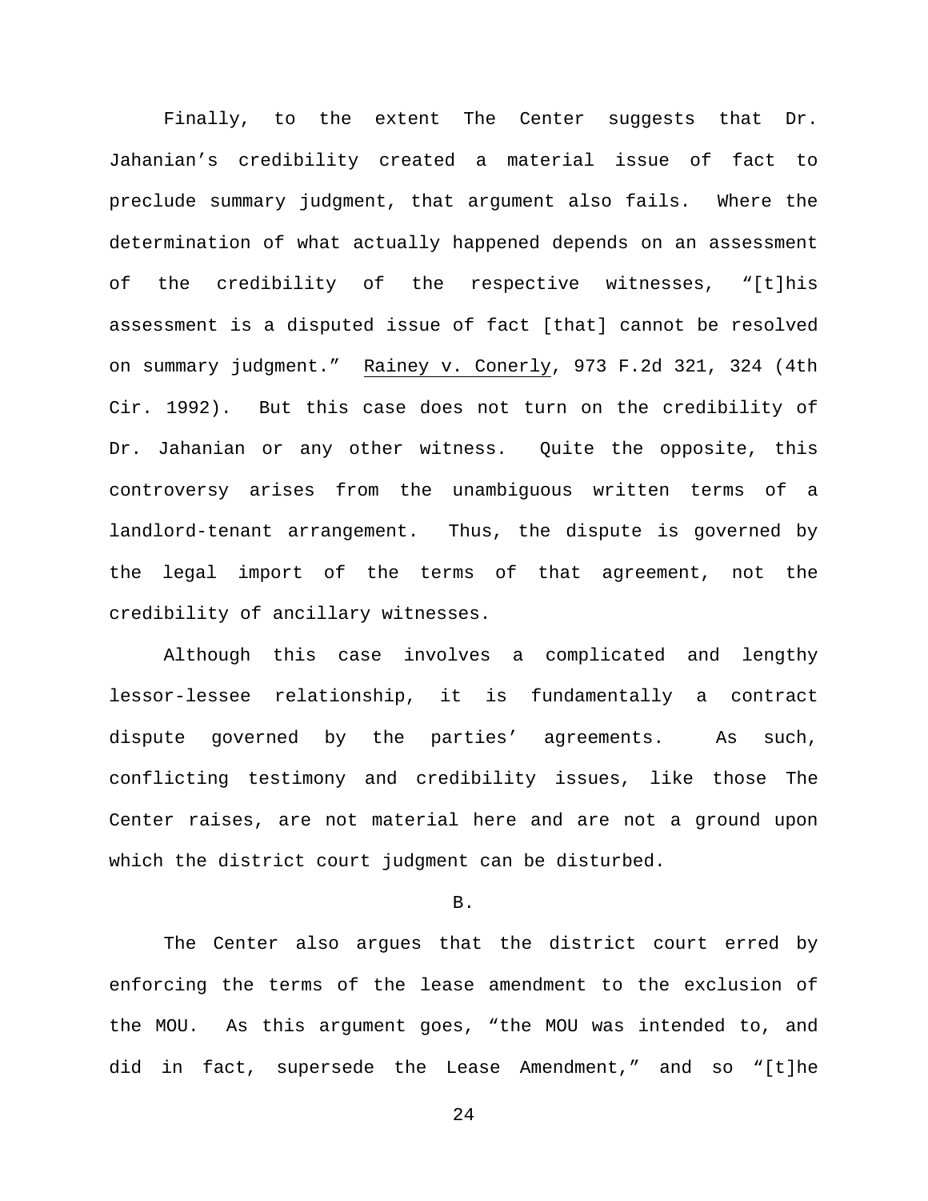Finally, to the extent The Center suggests that Dr. Jahanian's credibility created a material issue of fact to preclude summary judgment, that argument also fails. Where the determination of what actually happened depends on an assessment of the credibility of the respective witnesses, "[t]his assessment is a disputed issue of fact [that] cannot be resolved on summary judgment." Rainey v. Conerly, 973 F.2d 321, 324 (4th Cir. 1992). But this case does not turn on the credibility of Dr. Jahanian or any other witness. Quite the opposite, this controversy arises from the unambiguous written terms of a landlord-tenant arrangement. Thus, the dispute is governed by the legal import of the terms of that agreement, not the credibility of ancillary witnesses.

Although this case involves a complicated and lengthy lessor-lessee relationship, it is fundamentally a contract dispute governed by the parties' agreements. As such, conflicting testimony and credibility issues, like those The Center raises, are not material here and are not a ground upon which the district court judgment can be disturbed.

B.

The Center also argues that the district court erred by enforcing the terms of the lease amendment to the exclusion of the MOU. As this argument goes, "the MOU was intended to, and did in fact, supersede the Lease Amendment," and so "[t]he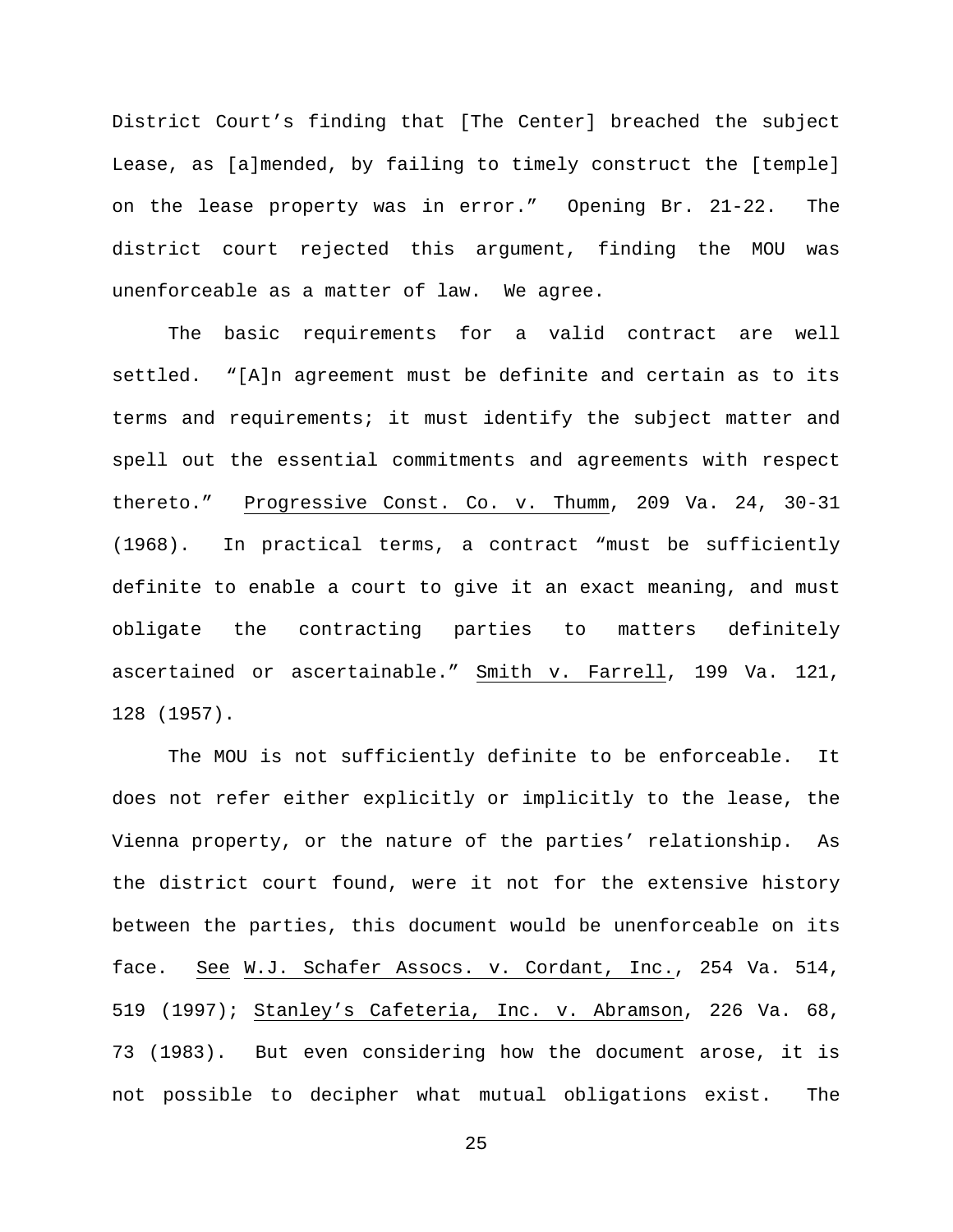District Court's finding that [The Center] breached the subject Lease, as [a]mended, by failing to timely construct the [temple] on the lease property was in error." Opening Br. 21-22. The district court rejected this argument, finding the MOU was unenforceable as a matter of law. We agree.

The basic requirements for a valid contract are well settled. "[A]n agreement must be definite and certain as to its terms and requirements; it must identify the subject matter and spell out the essential commitments and agreements with respect thereto." Progressive Const. Co. v. Thumm, 209 Va. 24, 30-31 (1968). In practical terms, a contract "must be sufficiently definite to enable a court to give it an exact meaning, and must obligate the contracting parties to matters definitely ascertained or ascertainable." Smith v. Farrell, 199 Va. 121, 128 (1957).

The MOU is not sufficiently definite to be enforceable. It does not refer either explicitly or implicitly to the lease, the Vienna property, or the nature of the parties' relationship. As the district court found, were it not for the extensive history between the parties, this document would be unenforceable on its face. See W.J. Schafer Assocs. v. Cordant, Inc., 254 Va. 514, 519 (1997); Stanley's Cafeteria, Inc. v. Abramson, 226 Va. 68, 73 (1983). But even considering how the document arose, it is not possible to decipher what mutual obligations exist. The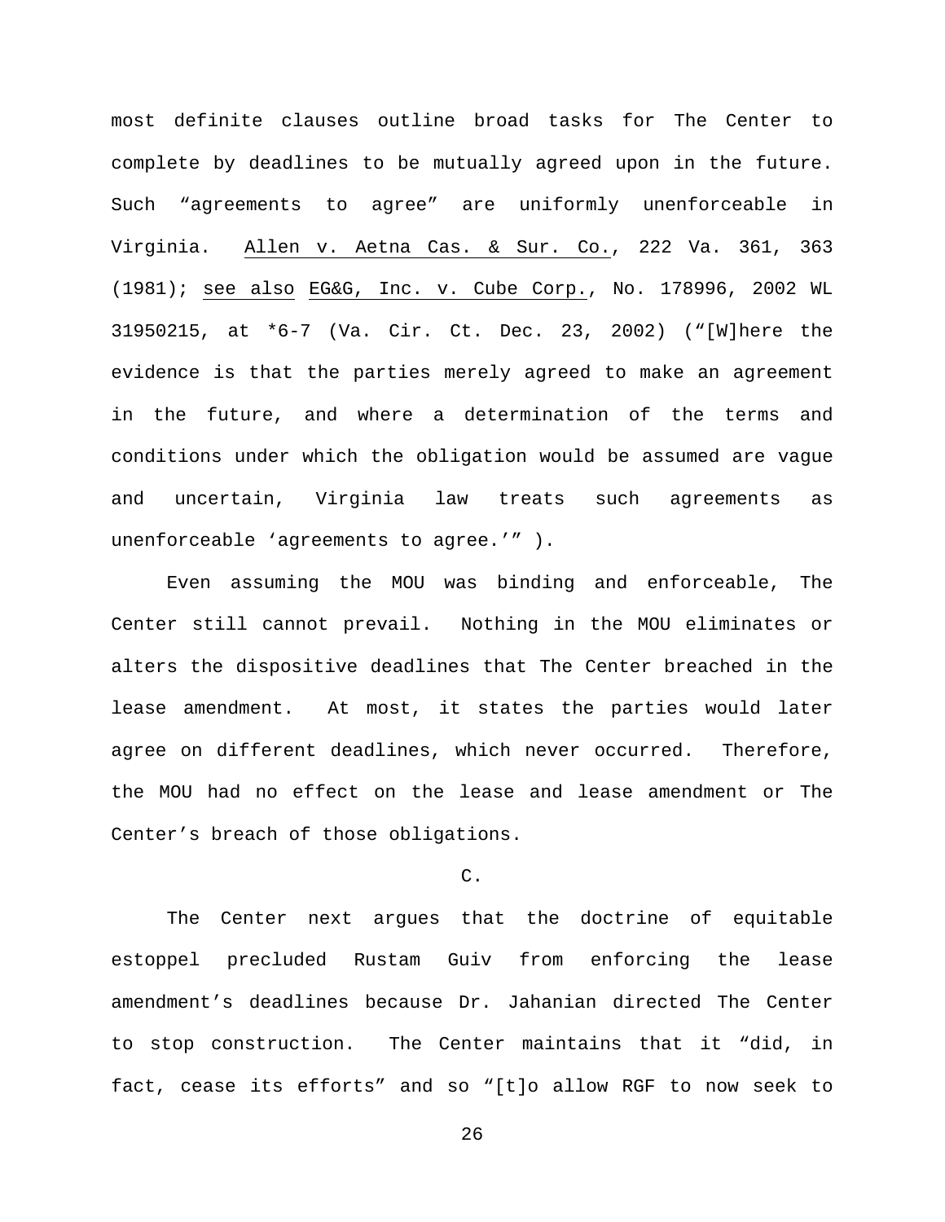most definite clauses outline broad tasks for The Center to complete by deadlines to be mutually agreed upon in the future. Such "agreements to agree" are uniformly unenforceable in Virginia. Allen v. Aetna Cas. & Sur. Co., 222 Va. 361, 363 (1981); see also EG&G, Inc. v. Cube Corp., No. 178996, 2002 WL 31950215, at *6-7 (Va. Cir. Ct. Dec. 23, 2002) ("[W]here the evidence is that the parties merely agreed to make an agreement in the future, and where a determination of the terms and conditions under which the obligation would be assumed are vague and uncertain, Virginia law treats such agreements as unenforceable 'agreements to agree.'" ).

Even assuming the MOU was binding and enforceable, The Center still cannot prevail. Nothing in the MOU eliminates or alters the dispositive deadlines that The Center breached in the lease amendment. At most, it states the parties would later agree on different deadlines, which never occurred. Therefore, the MOU had no effect on the lease and lease amendment or The Center's breach of those obligations.

C.

The Center next argues that the doctrine of equitable estoppel precluded Rustam Guiv from enforcing the lease amendment's deadlines because Dr. Jahanian directed The Center to stop construction. The Center maintains that it "did, in fact, cease its efforts" and so "[t]o allow RGF to now seek to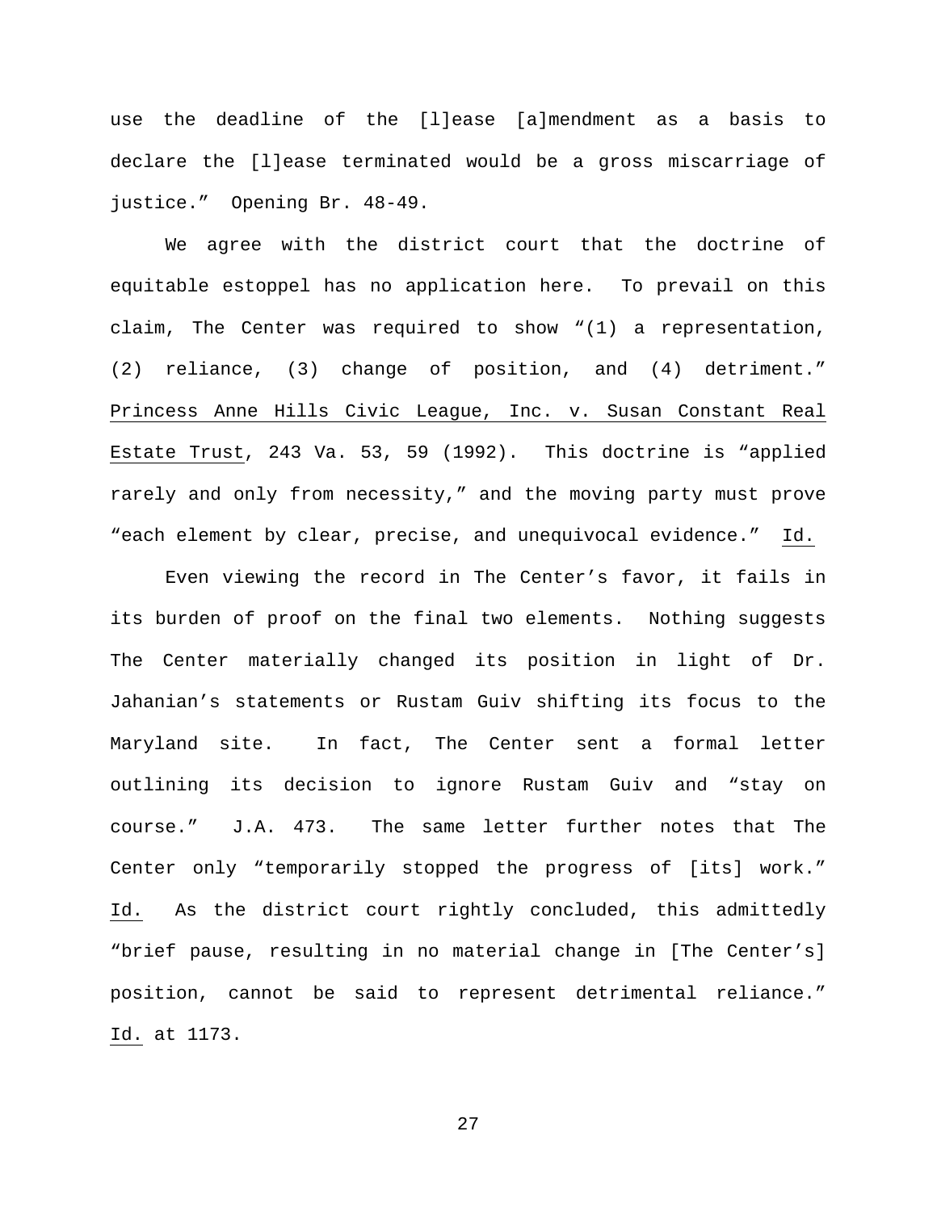use the deadline of the [l]ease [a]mendment as a basis to declare the [l]ease terminated would be a gross miscarriage of justice." Opening Br. 48-49.

We agree with the district court that the doctrine of equitable estoppel has no application here. To prevail on this claim, The Center was required to show "(1) a representation, (2) reliance, (3) change of position, and (4) detriment." Princess Anne Hills Civic League, Inc. v. Susan Constant Real Estate Trust, 243 Va. 53, 59 (1992). This doctrine is "applied rarely and only from necessity," and the moving party must prove "each element by clear, precise, and unequivocal evidence." Id.

Even viewing the record in The Center's favor, it fails in its burden of proof on the final two elements. Nothing suggests The Center materially changed its position in light of Dr. Jahanian's statements or Rustam Guiv shifting its focus to the Maryland site. In fact, The Center sent a formal letter outlining its decision to ignore Rustam Guiv and "stay on course." J.A. 473. The same letter further notes that The Center only "temporarily stopped the progress of [its] work." Id. As the district court rightly concluded, this admittedly "brief pause, resulting in no material change in [The Center's] position, cannot be said to represent detrimental reliance." Id. at 1173.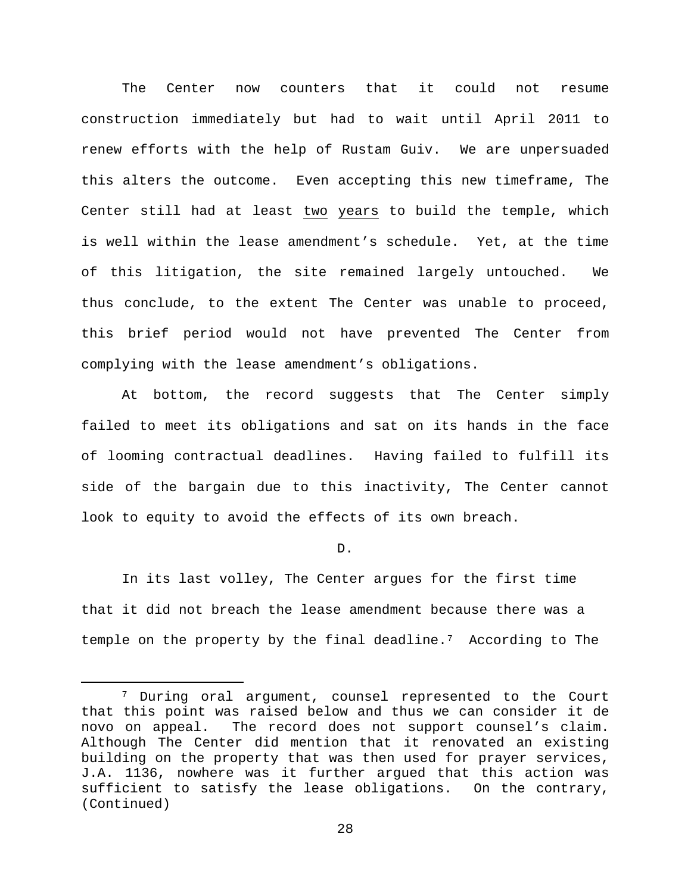The Center now counters that it could not resume construction immediately but had to wait until April 2011 to renew efforts with the help of Rustam Guiv. We are unpersuaded this alters the outcome. Even accepting this new timeframe, The Center still had at least <u>two years</u> to build the temple, which is well within the lease amendment's schedule. Yet, at the time of this litigation, the site remained largely untouched. We thus conclude, to the extent The Center was unable to proceed, this brief period would not have prevented The Center from complying with the lease amendment's obligations.

At bottom, the record suggests that The Center simply failed to meet its obligations and sat on its hands in the face of looming contractual deadlines. Having failed to fulfill its side of the bargain due to this inactivity, The Center cannot look to equity to avoid the effects of its own breach.

D.

In its last volley, The Center argues for the first time that it did not breach the lease amendment because there was a temple on the property by the final deadline.[7] According to The

---

[7] During oral argument, counsel represented to the Court that this point was raised below and thus we can consider it de novo on appeal. The record does not support counsel's claim. Although The Center did mention that it renovated an existing building on the property that was then used for prayer services, J.A. 1136, nowhere was it further argued that this action was sufficient to satisfy the lease obligations. On the contrary, (Continued)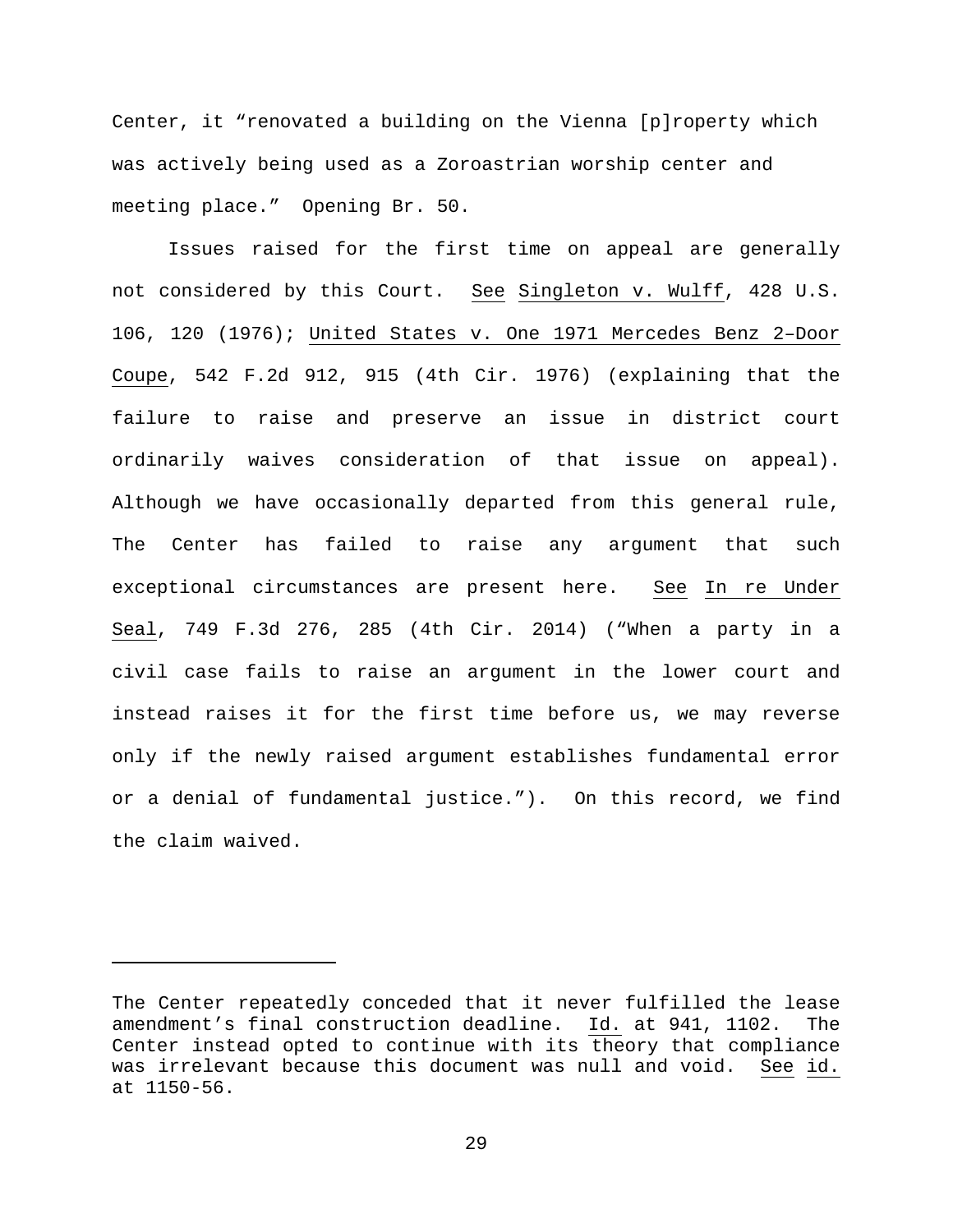Center, it "renovated a building on the Vienna [p]roperty which was actively being used as a Zoroastrian worship center and meeting place." Opening Br. 50.

Issues raised for the first time on appeal are generally not considered by this Court. See Singleton v. Wulff, 428 U.S. 106, 120 (1976); United States v. One 1971 Mercedes Benz 2–Door Coupe, 542 F.2d 912, 915 (4th Cir. 1976) (explaining that the failure to raise and preserve an issue in district court ordinarily waives consideration of that issue on appeal). Although we have occasionally departed from this general rule, The Center has failed to raise any argument that such exceptional circumstances are present here. See In re Under Seal, 749 F.3d 276, 285 (4th Cir. 2014) ("When a party in a civil case fails to raise an argument in the lower court and instead raises it for the first time before us, we may reverse only if the newly raised argument establishes fundamental error or a denial of fundamental justice."). On this record, we find the claim waived.

---

The Center repeatedly conceded that it never fulfilled the lease amendment's final construction deadline. Id. at 941, 1102. The Center instead opted to continue with its theory that compliance was irrelevant because this document was null and void. See id. at 1150-56.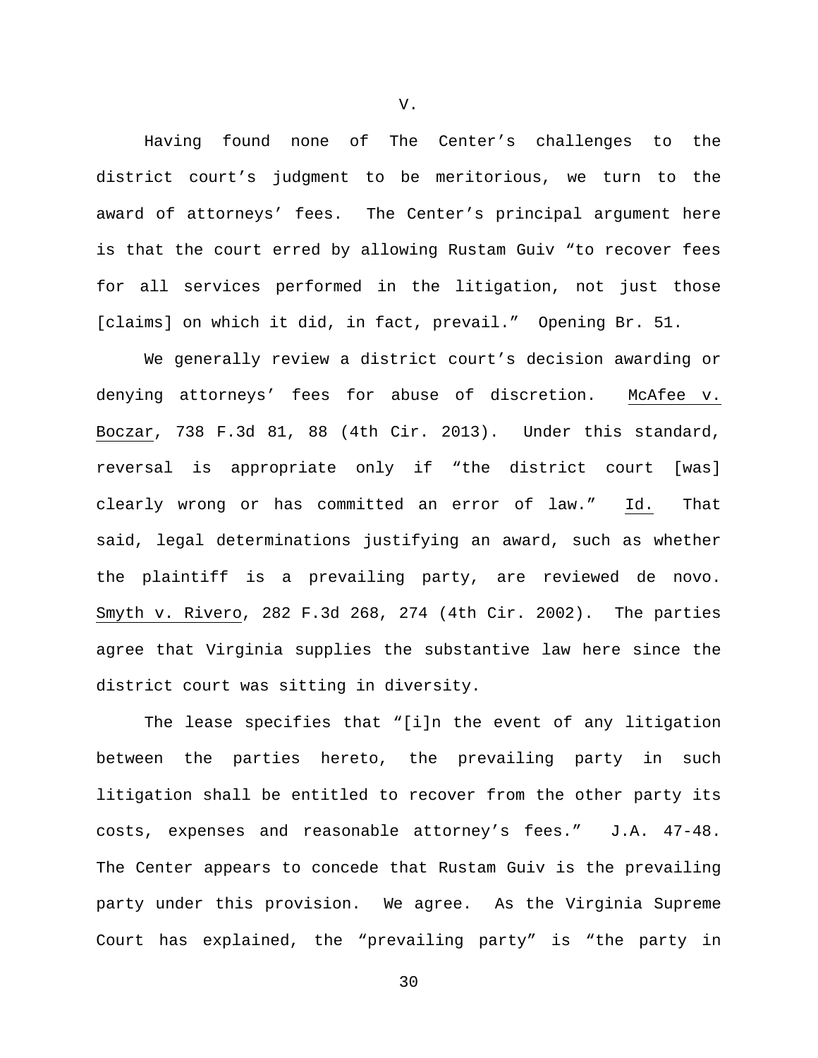V.

Having found none of The Center's challenges to the district court's judgment to be meritorious, we turn to the award of attorneys' fees. The Center's principal argument here is that the court erred by allowing Rustam Guiv "to recover fees for all services performed in the litigation, not just those [claims] on which it did, in fact, prevail." Opening Br. 51.

We generally review a district court's decision awarding or denying attorneys' fees for abuse of discretion. McAfee v. Boczar, 738 F.3d 81, 88 (4th Cir. 2013). Under this standard, reversal is appropriate only if "the district court [was] clearly wrong or has committed an error of law." Id. That said, legal determinations justifying an award, such as whether the plaintiff is a prevailing party, are reviewed de novo. Smyth v. Rivero, 282 F.3d 268, 274 (4th Cir. 2002). The parties agree that Virginia supplies the substantive law here since the district court was sitting in diversity.

The lease specifies that "[i]n the event of any litigation between the parties hereto, the prevailing party in such litigation shall be entitled to recover from the other party its costs, expenses and reasonable attorney's fees." J.A. 47-48. The Center appears to concede that Rustam Guiv is the prevailing party under this provision. We agree. As the Virginia Supreme Court has explained, the "prevailing party" is "the party in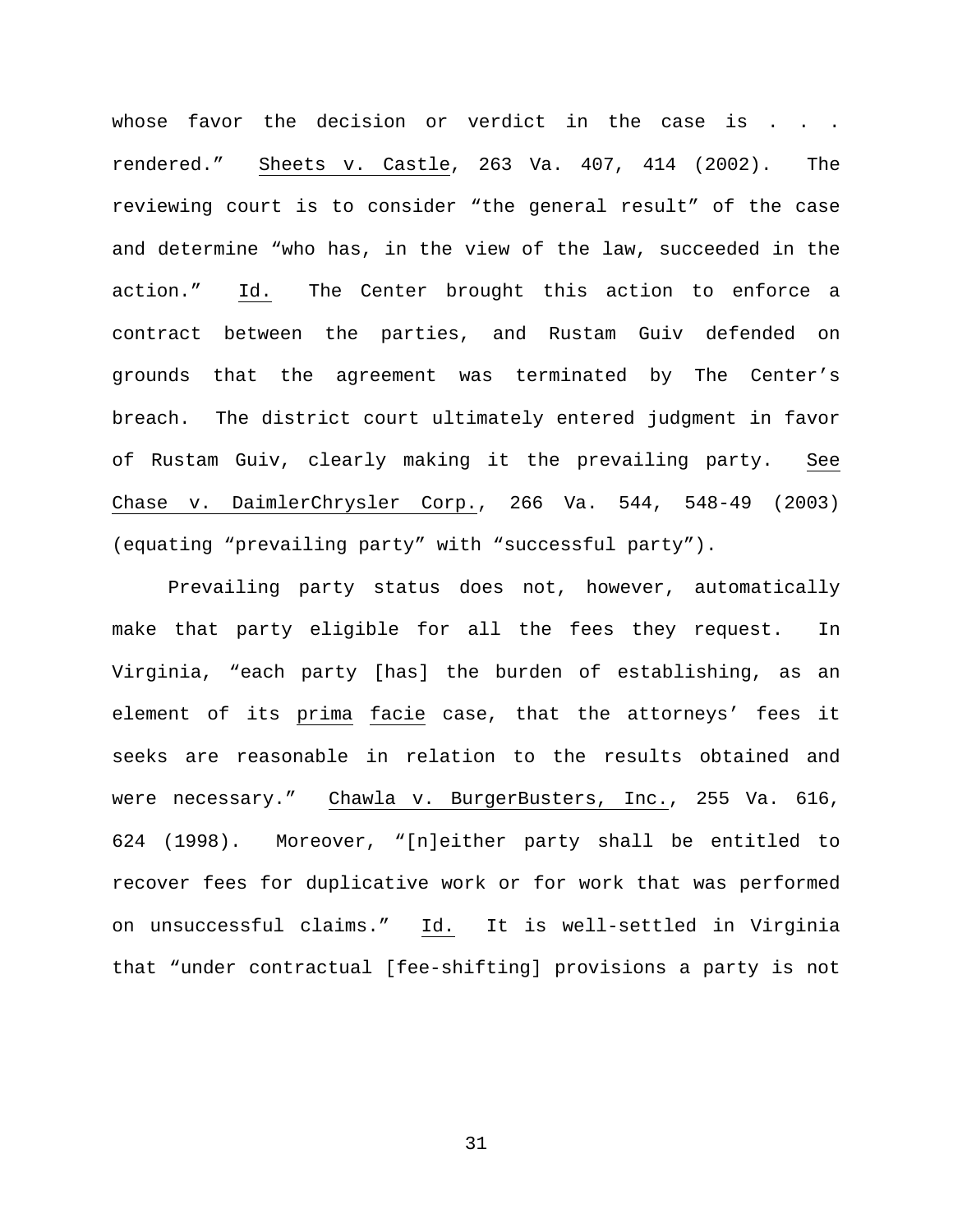whose favor the decision or verdict in the case is . . . rendered." Sheets v. Castle, 263 Va. 407, 414 (2002). The reviewing court is to consider "the general result" of the case and determine "who has, in the view of the law, succeeded in the action." Id. The Center brought this action to enforce a contract between the parties, and Rustam Guiv defended on grounds that the agreement was terminated by The Center's breach. The district court ultimately entered judgment in favor of Rustam Guiv, clearly making it the prevailing party. See Chase v. DaimlerChrysler Corp., 266 Va. 544, 548-49 (2003) (equating "prevailing party" with "successful party").

Prevailing party status does not, however, automatically make that party eligible for all the fees they request. In Virginia, "each party [has] the burden of establishing, as an element of its prima facie case, that the attorneys' fees it seeks are reasonable in relation to the results obtained and were necessary." Chawla v. BurgerBusters, Inc., 255 Va. 616, 624 (1998). Moreover, "[n]either party shall be entitled to recover fees for duplicative work or for work that was performed on unsuccessful claims." Id. It is well-settled in Virginia that "under contractual [fee-shifting] provisions a party is not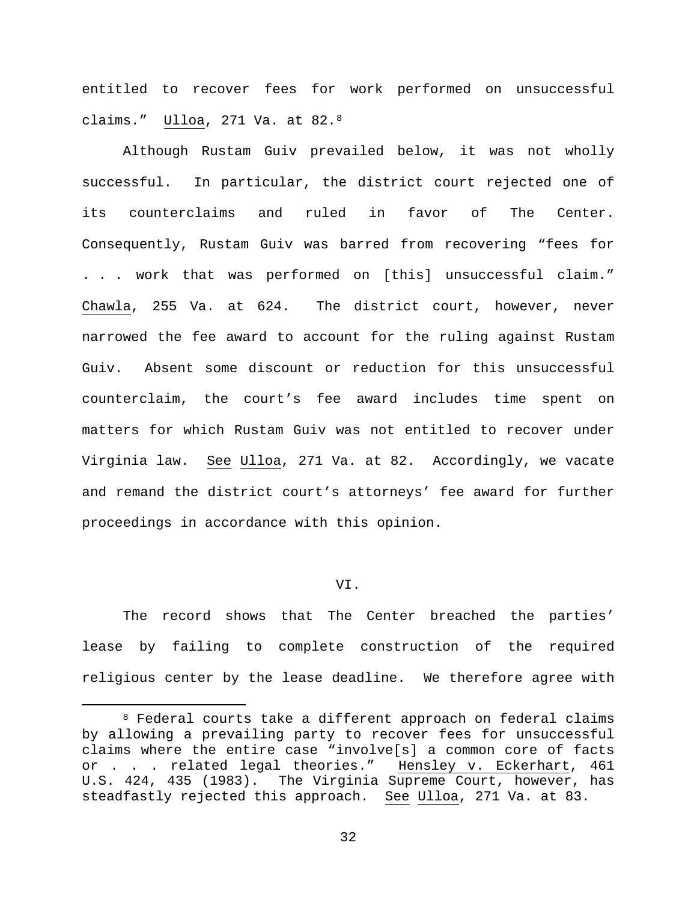entitled to recover fees for work performed on unsuccessful claims." Ulloa, 271 Va. at 82.[8]

Although Rustam Guiv prevailed below, it was not wholly successful. In particular, the district court rejected one of its counterclaims and ruled in favor of The Center. Consequently, Rustam Guiv was barred from recovering "fees for . . . work that was performed on [this] unsuccessful claim." Chawla, 255 Va. at 624. The district court, however, never narrowed the fee award to account for the ruling against Rustam Guiv. Absent some discount or reduction for this unsuccessful counterclaim, the court's fee award includes time spent on matters for which Rustam Guiv was not entitled to recover under Virginia law. See Ulloa, 271 Va. at 82. Accordingly, we vacate and remand the district court's attorneys' fee award for further proceedings in accordance with this opinion.

## VI.

The record shows that The Center breached the parties' lease by failing to complete construction of the required religious center by the lease deadline. We therefore agree with

---

[8] Federal courts take a different approach on federal claims by allowing a prevailing party to recover fees for unsuccessful claims where the entire case "involve[s] a common core of facts or . . . related legal theories." Hensley v. Eckerhart, 461 U.S. 424, 435 (1983). The Virginia Supreme Court, however, has steadfastly rejected this approach. See Ulloa, 271 Va. at 83.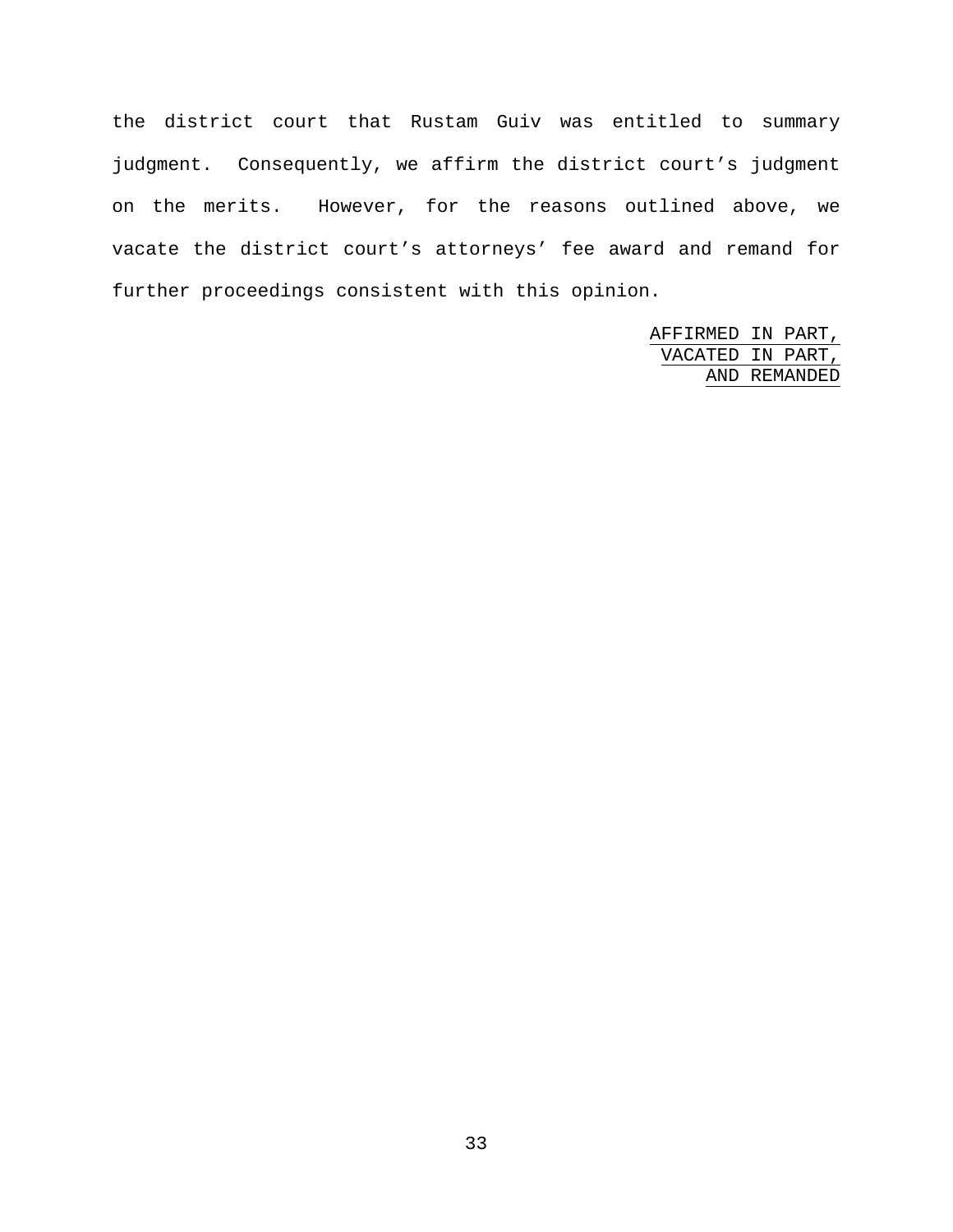the district court that Rustam Guiv was entitled to summary judgment. Consequently, we affirm the district court's judgment on the merits. However, for the reasons outlined above, we vacate the district court's attorneys' fee award and remand for further proceedings consistent with this opinion.

AFFIRMED IN PART,
VACATED IN PART,
AND REMANDED